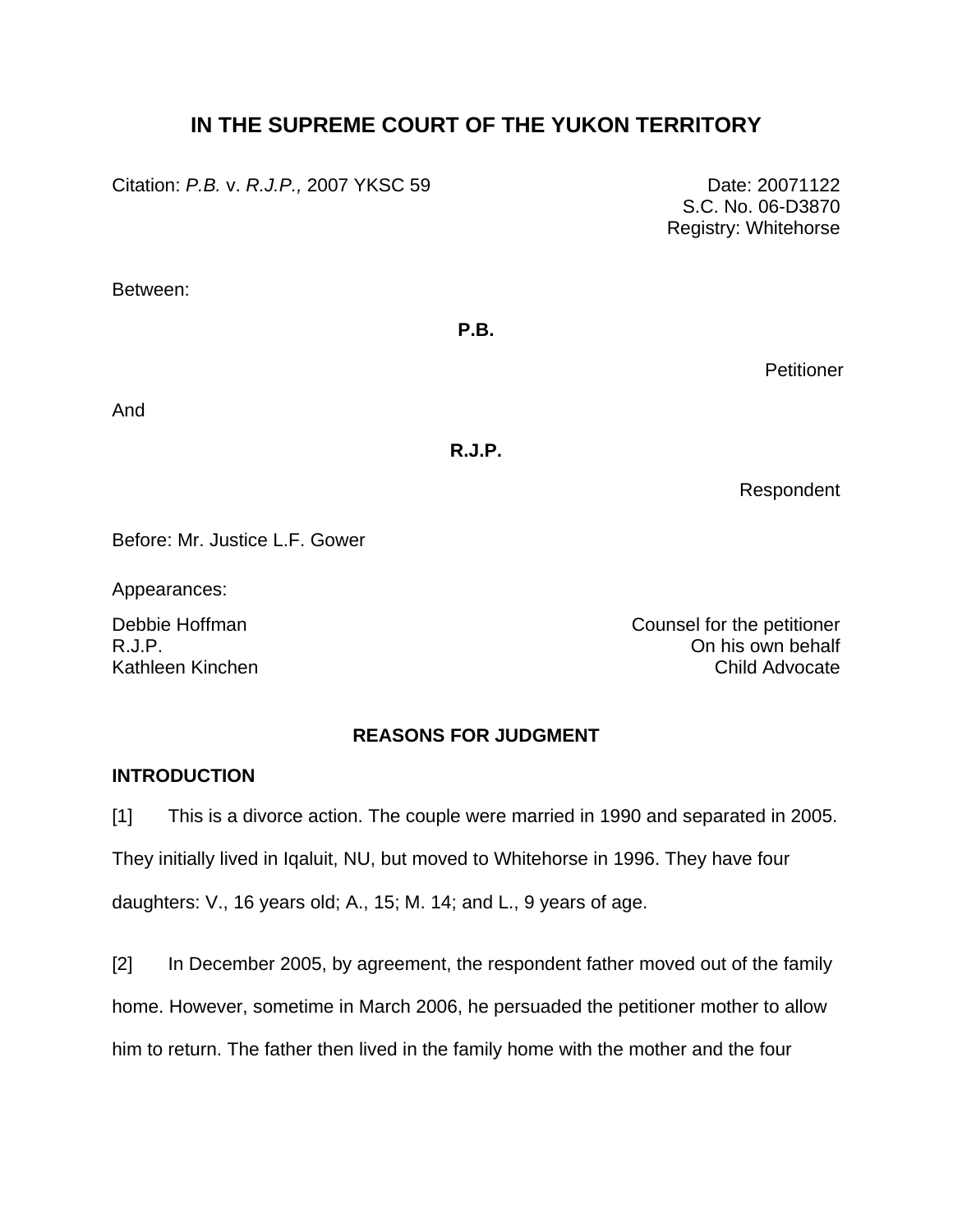# IN THE SUPREME COURT OF THE YUKON TERRITORY

Citation: *P.B.* v. *R.J.P.,* 2007 YKSC 59

Date: 20071122
S.C. No. 06-D3870
Registry: Whitehorse

Between:

**P.B.**

Petitioner

And

**R.J.P.**

Respondent

Before: Mr. Justice L.F. Gower

Appearances:

Debbie Hoffman — Counsel for the petitioner
R.J.P. — On his own behalf
Kathleen Kinchen — Child Advocate

## REASONS FOR JUDGMENT

### INTRODUCTION

[1] This is a divorce action. The couple were married in 1990 and separated in 2005. They initially lived in Iqaluit, NU, but moved to Whitehorse in 1996. They have four daughters: V., 16 years old; A., 15; M. 14; and L., 9 years of age.

[2] In December 2005, by agreement, the respondent father moved out of the family home. However, sometime in March 2006, he persuaded the petitioner mother to allow him to return. The father then lived in the family home with the mother and the four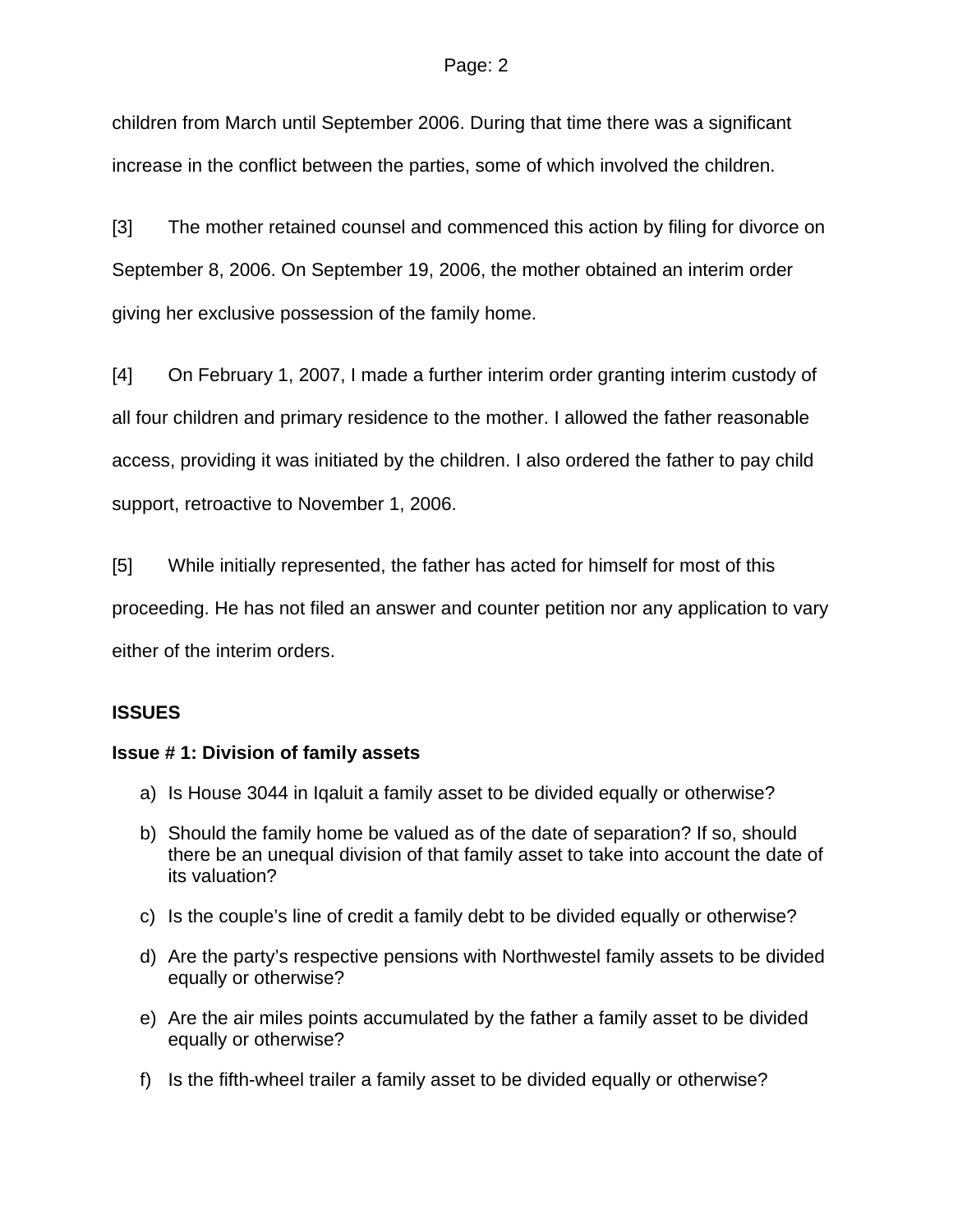children from March until September 2006. During that time there was a significant increase in the conflict between the parties, some of which involved the children.

[3] The mother retained counsel and commenced this action by filing for divorce on September 8, 2006. On September 19, 2006, the mother obtained an interim order giving her exclusive possession of the family home.

[4] On February 1, 2007, I made a further interim order granting interim custody of all four children and primary residence to the mother. I allowed the father reasonable access, providing it was initiated by the children. I also ordered the father to pay child support, retroactive to November 1, 2006.

[5] While initially represented, the father has acted for himself for most of this proceeding. He has not filed an answer and counter petition nor any application to vary either of the interim orders.

**ISSUES**

**Issue # 1: Division of family assets**

a) Is House 3044 in Iqaluit a family asset to be divided equally or otherwise?

b) Should the family home be valued as of the date of separation? If so, should there be an unequal division of that family asset to take into account the date of its valuation?

c) Is the couple's line of credit a family debt to be divided equally or otherwise?

d) Are the party's respective pensions with Northwestel family assets to be divided equally or otherwise?

e) Are the air miles points accumulated by the father a family asset to be divided equally or otherwise?

f) Is the fifth-wheel trailer a family asset to be divided equally or otherwise?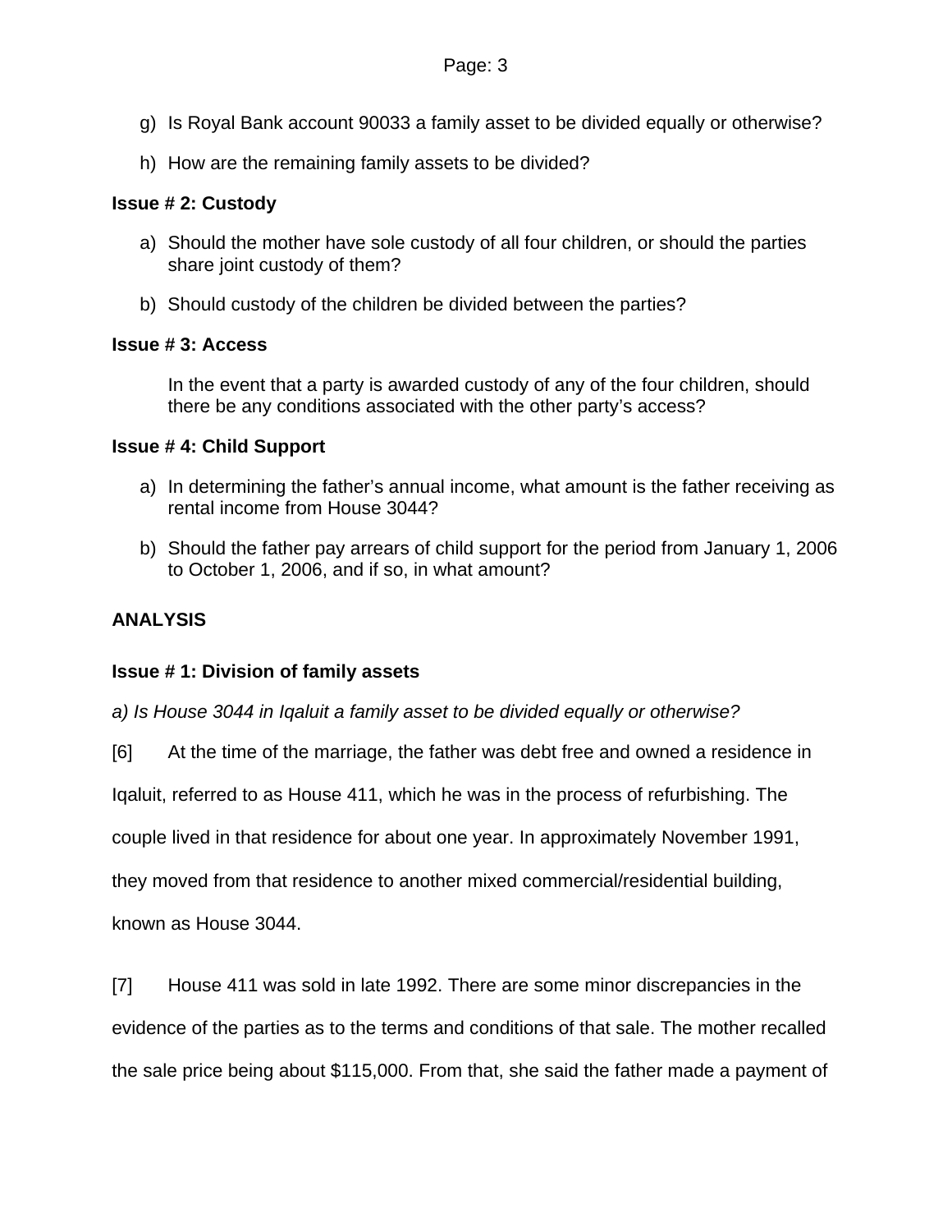g) Is Royal Bank account 90033 a family asset to be divided equally or otherwise?

h) How are the remaining family assets to be divided?

**Issue # 2: Custody**

a) Should the mother have sole custody of all four children, or should the parties share joint custody of them?

b) Should custody of the children be divided between the parties?

**Issue # 3: Access**

In the event that a party is awarded custody of any of the four children, should there be any conditions associated with the other party's access?

**Issue # 4: Child Support**

a) In determining the father's annual income, what amount is the father receiving as rental income from House 3044?

b) Should the father pay arrears of child support for the period from January 1, 2006 to October 1, 2006, and if so, in what amount?

## ANALYSIS

### Issue # 1: Division of family assets

*a) Is House 3044 in Iqaluit a family asset to be divided equally or otherwise?*

[6] At the time of the marriage, the father was debt free and owned a residence in Iqaluit, referred to as House 411, which he was in the process of refurbishing. The couple lived in that residence for about one year. In approximately November 1991, they moved from that residence to another mixed commercial/residential building, known as House 3044.

[7] House 411 was sold in late 1992. There are some minor discrepancies in the evidence of the parties as to the terms and conditions of that sale. The mother recalled the sale price being about $115,000. From that, she said the father made a payment of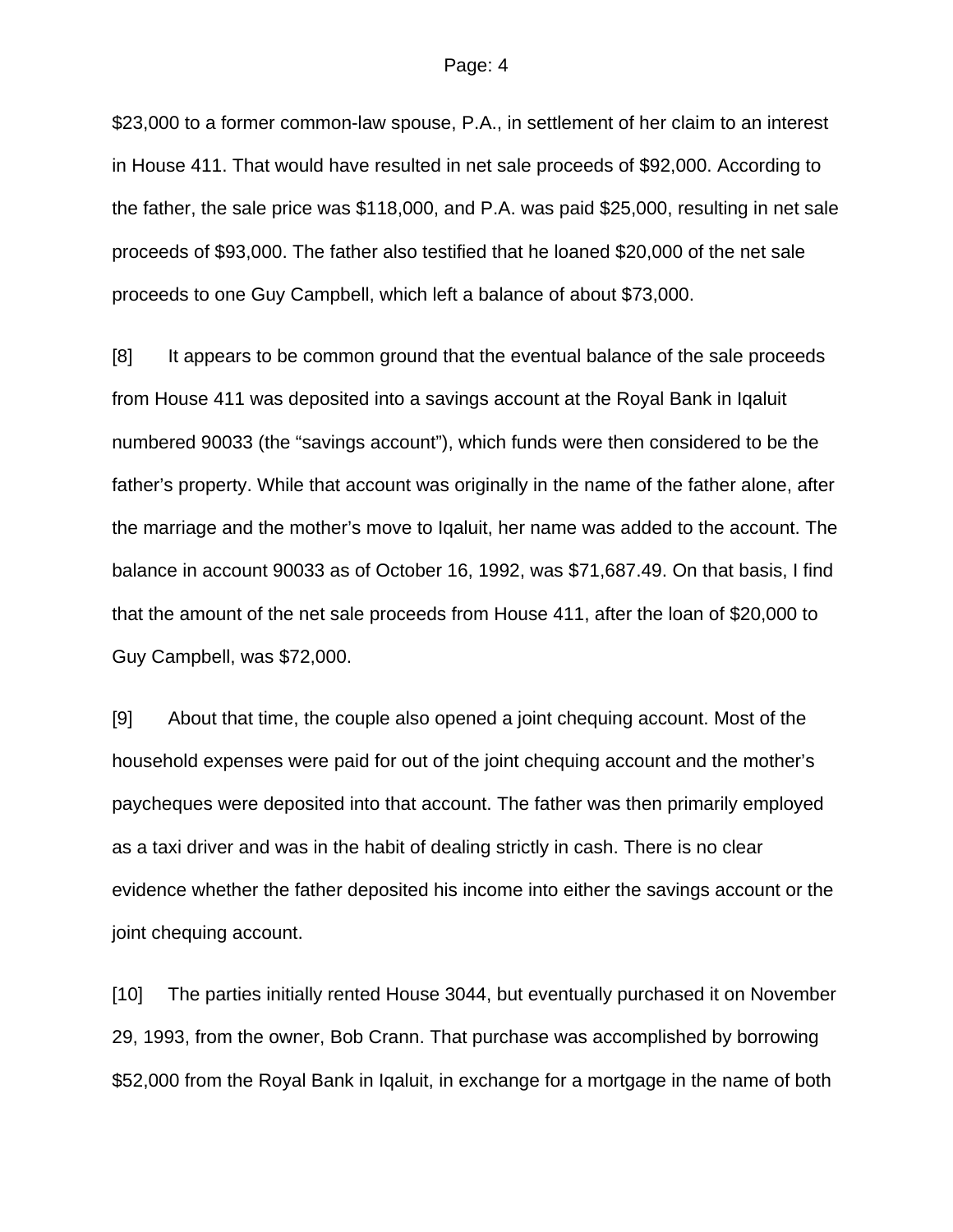$23,000 to a former common-law spouse, P.A., in settlement of her claim to an interest in House 411. That would have resulted in net sale proceeds of $92,000. According to the father, the sale price was $118,000, and P.A. was paid $25,000, resulting in net sale proceeds of $93,000. The father also testified that he loaned $20,000 of the net sale proceeds to one Guy Campbell, which left a balance of about $73,000.

[8] It appears to be common ground that the eventual balance of the sale proceeds from House 411 was deposited into a savings account at the Royal Bank in Iqaluit numbered 90033 (the "savings account"), which funds were then considered to be the father's property. While that account was originally in the name of the father alone, after the marriage and the mother's move to Iqaluit, her name was added to the account. The balance in account 90033 as of October 16, 1992, was $71,687.49. On that basis, I find that the amount of the net sale proceeds from House 411, after the loan of $20,000 to Guy Campbell, was $72,000.

[9] About that time, the couple also opened a joint chequing account. Most of the household expenses were paid for out of the joint chequing account and the mother's paycheques were deposited into that account. The father was then primarily employed as a taxi driver and was in the habit of dealing strictly in cash. There is no clear evidence whether the father deposited his income into either the savings account or the joint chequing account.

[10] The parties initially rented House 3044, but eventually purchased it on November 29, 1993, from the owner, Bob Crann. That purchase was accomplished by borrowing $52,000 from the Royal Bank in Iqaluit, in exchange for a mortgage in the name of both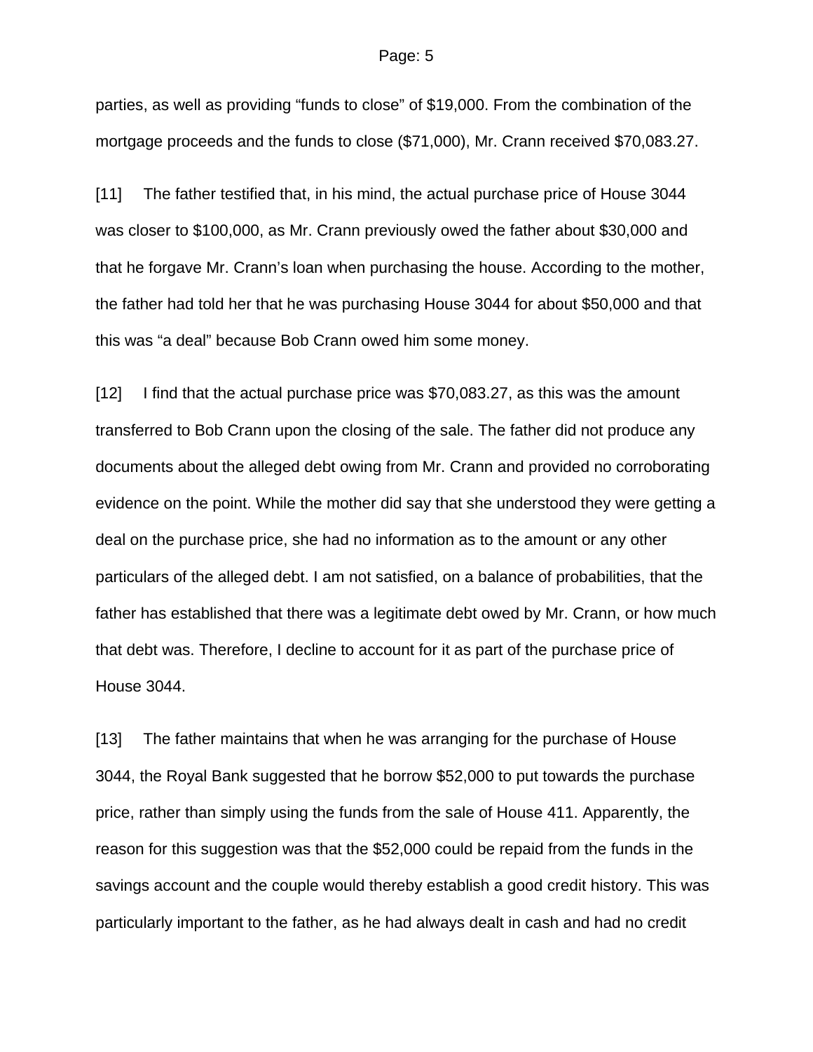parties, as well as providing “funds to close” of $19,000. From the combination of the mortgage proceeds and the funds to close ($71,000), Mr. Crann received $70,083.27.

[11] The father testified that, in his mind, the actual purchase price of House 3044 was closer to $100,000, as Mr. Crann previously owed the father about $30,000 and that he forgave Mr. Crann’s loan when purchasing the house. According to the mother, the father had told her that he was purchasing House 3044 for about $50,000 and that this was “a deal” because Bob Crann owed him some money.

[12] I find that the actual purchase price was $70,083.27, as this was the amount transferred to Bob Crann upon the closing of the sale. The father did not produce any documents about the alleged debt owing from Mr. Crann and provided no corroborating evidence on the point. While the mother did say that she understood they were getting a deal on the purchase price, she had no information as to the amount or any other particulars of the alleged debt. I am not satisfied, on a balance of probabilities, that the father has established that there was a legitimate debt owed by Mr. Crann, or how much that debt was. Therefore, I decline to account for it as part of the purchase price of House 3044.

[13] The father maintains that when he was arranging for the purchase of House 3044, the Royal Bank suggested that he borrow $52,000 to put towards the purchase price, rather than simply using the funds from the sale of House 411. Apparently, the reason for this suggestion was that the $52,000 could be repaid from the funds in the savings account and the couple would thereby establish a good credit history. This was particularly important to the father, as he had always dealt in cash and had no credit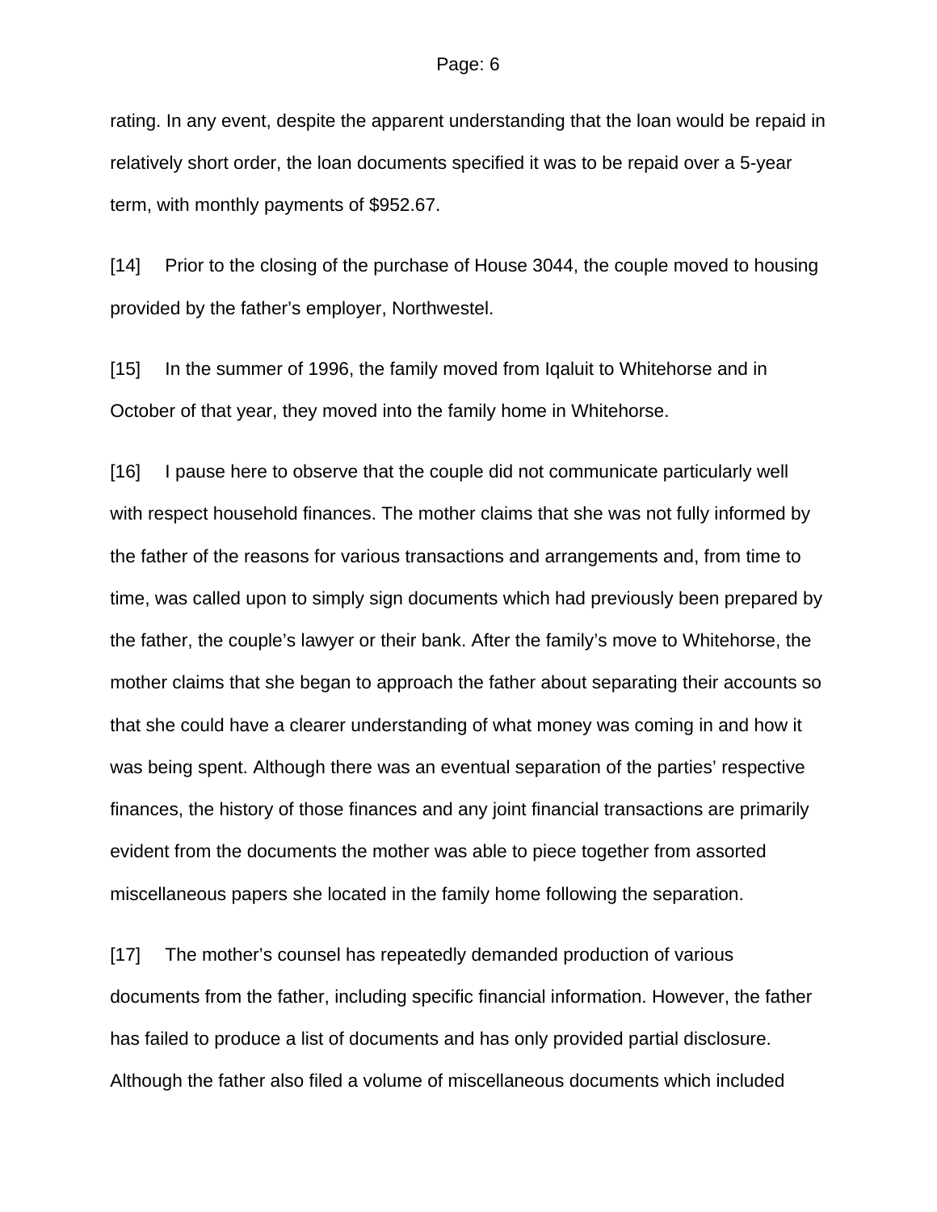rating. In any event, despite the apparent understanding that the loan would be repaid in relatively short order, the loan documents specified it was to be repaid over a 5-year term, with monthly payments of $952.67.

[14] Prior to the closing of the purchase of House 3044, the couple moved to housing provided by the father's employer, Northwestel.

[15] In the summer of 1996, the family moved from Iqaluit to Whitehorse and in October of that year, they moved into the family home in Whitehorse.

[16] I pause here to observe that the couple did not communicate particularly well with respect household finances. The mother claims that she was not fully informed by the father of the reasons for various transactions and arrangements and, from time to time, was called upon to simply sign documents which had previously been prepared by the father, the couple's lawyer or their bank. After the family's move to Whitehorse, the mother claims that she began to approach the father about separating their accounts so that she could have a clearer understanding of what money was coming in and how it was being spent. Although there was an eventual separation of the parties' respective finances, the history of those finances and any joint financial transactions are primarily evident from the documents the mother was able to piece together from assorted miscellaneous papers she located in the family home following the separation.

[17] The mother's counsel has repeatedly demanded production of various documents from the father, including specific financial information. However, the father has failed to produce a list of documents and has only provided partial disclosure. Although the father also filed a volume of miscellaneous documents which included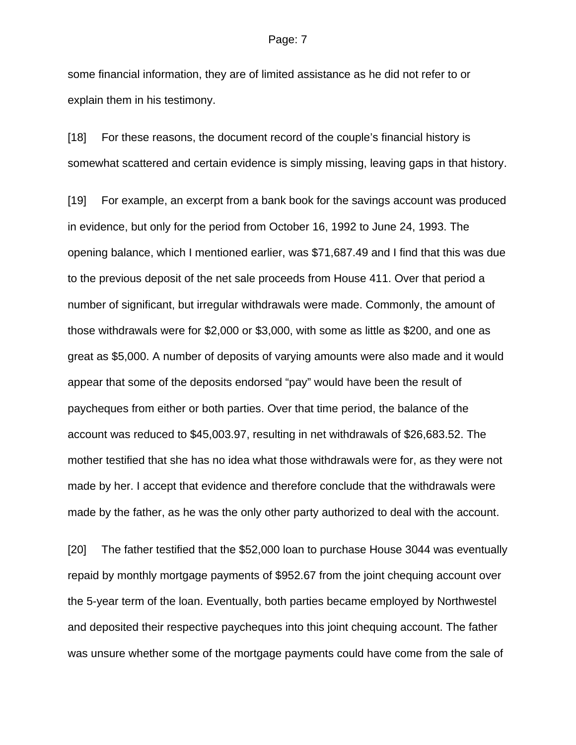some financial information, they are of limited assistance as he did not refer to or explain them in his testimony.

[18] For these reasons, the document record of the couple's financial history is somewhat scattered and certain evidence is simply missing, leaving gaps in that history.

[19] For example, an excerpt from a bank book for the savings account was produced in evidence, but only for the period from October 16, 1992 to June 24, 1993. The opening balance, which I mentioned earlier, was $71,687.49 and I find that this was due to the previous deposit of the net sale proceeds from House 411. Over that period a number of significant, but irregular withdrawals were made. Commonly, the amount of those withdrawals were for $2,000 or $3,000, with some as little as $200, and one as great as $5,000. A number of deposits of varying amounts were also made and it would appear that some of the deposits endorsed "pay" would have been the result of paycheques from either or both parties. Over that time period, the balance of the account was reduced to $45,003.97, resulting in net withdrawals of $26,683.52. The mother testified that she has no idea what those withdrawals were for, as they were not made by her. I accept that evidence and therefore conclude that the withdrawals were made by the father, as he was the only other party authorized to deal with the account.

[20] The father testified that the $52,000 loan to purchase House 3044 was eventually repaid by monthly mortgage payments of $952.67 from the joint chequing account over the 5-year term of the loan. Eventually, both parties became employed by Northwestel and deposited their respective paycheques into this joint chequing account. The father was unsure whether some of the mortgage payments could have come from the sale of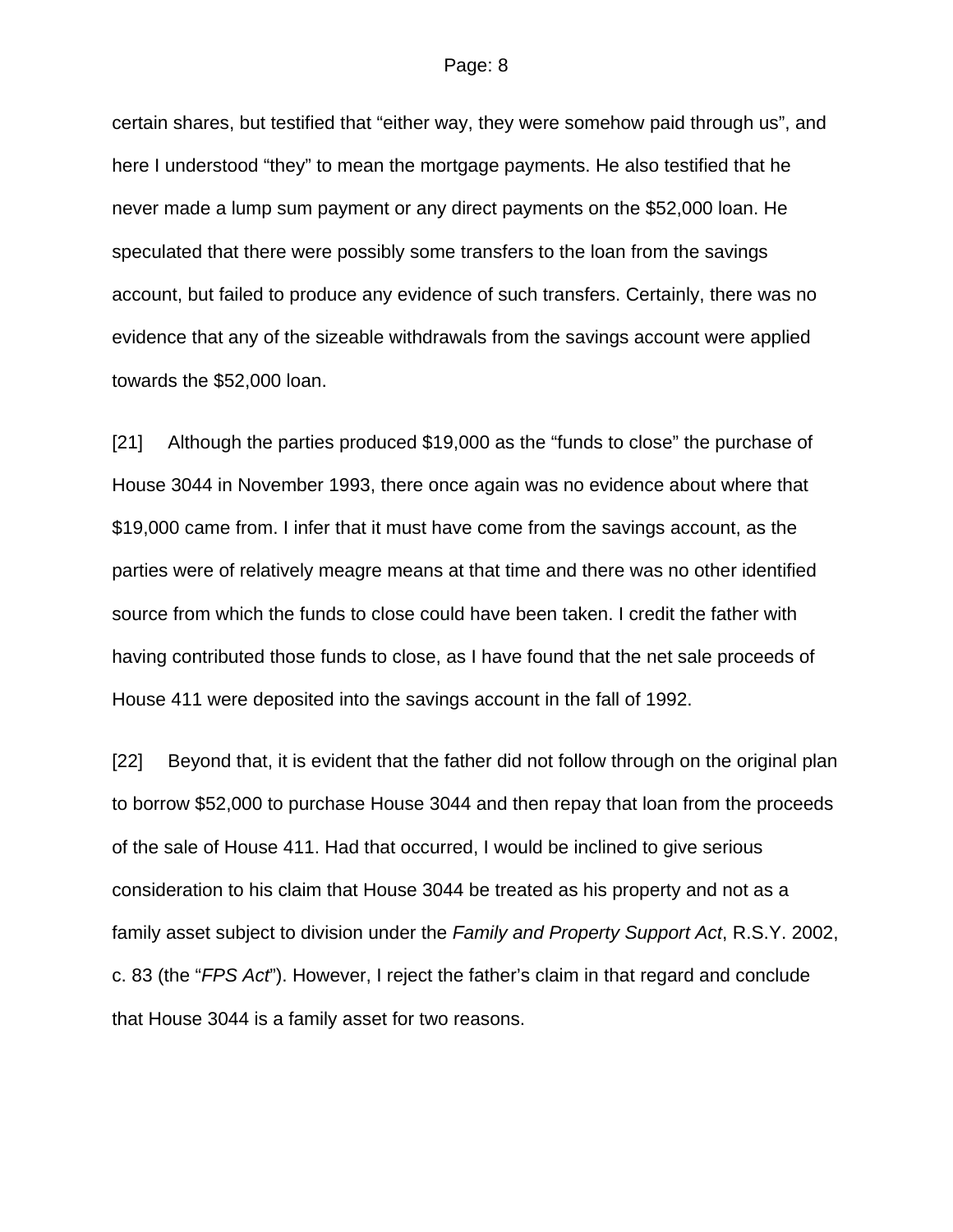certain shares, but testified that "either way, they were somehow paid through us", and here I understood "they" to mean the mortgage payments. He also testified that he never made a lump sum payment or any direct payments on the $52,000 loan. He speculated that there were possibly some transfers to the loan from the savings account, but failed to produce any evidence of such transfers. Certainly, there was no evidence that any of the sizeable withdrawals from the savings account were applied towards the $52,000 loan.

[21] Although the parties produced $19,000 as the "funds to close" the purchase of House 3044 in November 1993, there once again was no evidence about where that $19,000 came from. I infer that it must have come from the savings account, as the parties were of relatively meagre means at that time and there was no other identified source from which the funds to close could have been taken. I credit the father with having contributed those funds to close, as I have found that the net sale proceeds of House 411 were deposited into the savings account in the fall of 1992.

[22] Beyond that, it is evident that the father did not follow through on the original plan to borrow $52,000 to purchase House 3044 and then repay that loan from the proceeds of the sale of House 411. Had that occurred, I would be inclined to give serious consideration to his claim that House 3044 be treated as his property and not as a family asset subject to division under the *Family and Property Support Act*, R.S.Y. 2002, c. 83 (the "*FPS Act*"). However, I reject the father's claim in that regard and conclude that House 3044 is a family asset for two reasons.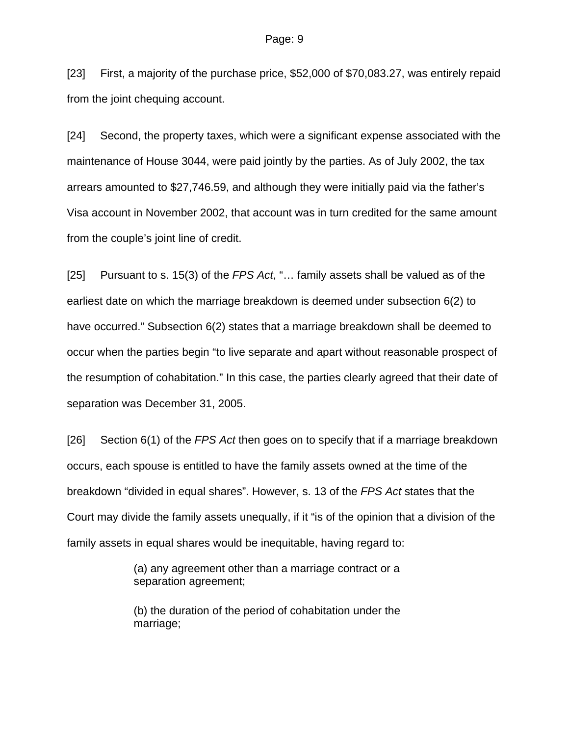[23] First, a majority of the purchase price, $52,000 of $70,083.27, was entirely repaid from the joint chequing account.

[24] Second, the property taxes, which were a significant expense associated with the maintenance of House 3044, were paid jointly by the parties. As of July 2002, the tax arrears amounted to $27,746.59, and although they were initially paid via the father's Visa account in November 2002, that account was in turn credited for the same amount from the couple's joint line of credit.

[25] Pursuant to s. 15(3) of the *FPS Act*, "… family assets shall be valued as of the earliest date on which the marriage breakdown is deemed under subsection 6(2) to have occurred." Subsection 6(2) states that a marriage breakdown shall be deemed to occur when the parties begin "to live separate and apart without reasonable prospect of the resumption of cohabitation." In this case, the parties clearly agreed that their date of separation was December 31, 2005.

[26] Section 6(1) of the *FPS Act* then goes on to specify that if a marriage breakdown occurs, each spouse is entitled to have the family assets owned at the time of the breakdown "divided in equal shares". However, s. 13 of the *FPS Act* states that the Court may divide the family assets unequally, if it "is of the opinion that a division of the family assets in equal shares would be inequitable, having regard to:

> (a) any agreement other than a marriage contract or a separation agreement;
>
> (b) the duration of the period of cohabitation under the marriage;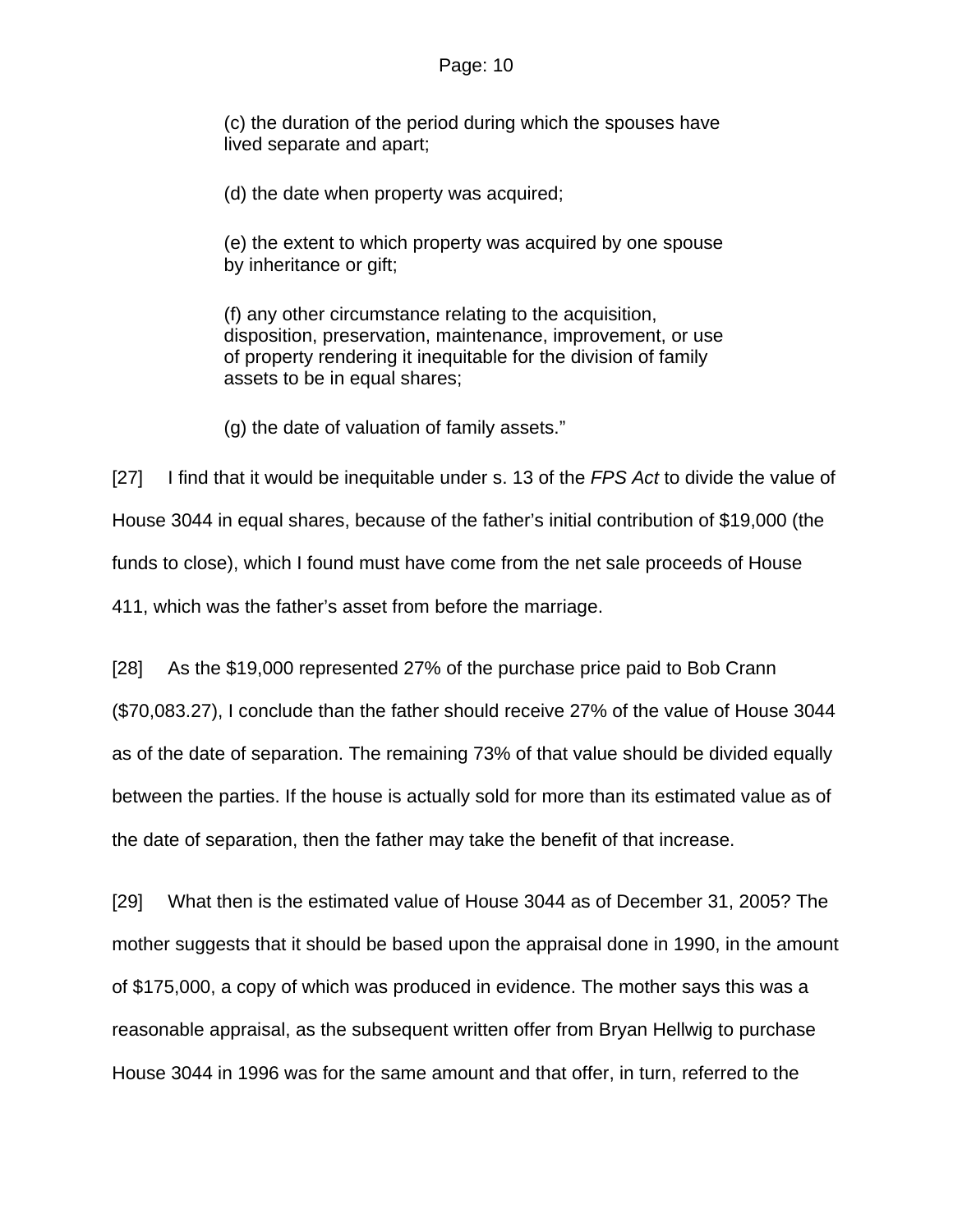(c) the duration of the period during which the spouses have lived separate and apart;

(d) the date when property was acquired;

(e) the extent to which property was acquired by one spouse by inheritance or gift;

(f) any other circumstance relating to the acquisition, disposition, preservation, maintenance, improvement, or use of property rendering it inequitable for the division of family assets to be in equal shares;

(g) the date of valuation of family assets."

[27] I find that it would be inequitable under s. 13 of the *FPS Act* to divide the value of House 3044 in equal shares, because of the father's initial contribution of $19,000 (the funds to close), which I found must have come from the net sale proceeds of House 411, which was the father's asset from before the marriage.

[28] As the $19,000 represented 27% of the purchase price paid to Bob Crann ($70,083.27), I conclude than the father should receive 27% of the value of House 3044 as of the date of separation. The remaining 73% of that value should be divided equally between the parties. If the house is actually sold for more than its estimated value as of the date of separation, then the father may take the benefit of that increase.

[29] What then is the estimated value of House 3044 as of December 31, 2005? The mother suggests that it should be based upon the appraisal done in 1990, in the amount of $175,000, a copy of which was produced in evidence. The mother says this was a reasonable appraisal, as the subsequent written offer from Bryan Hellwig to purchase House 3044 in 1996 was for the same amount and that offer, in turn, referred to the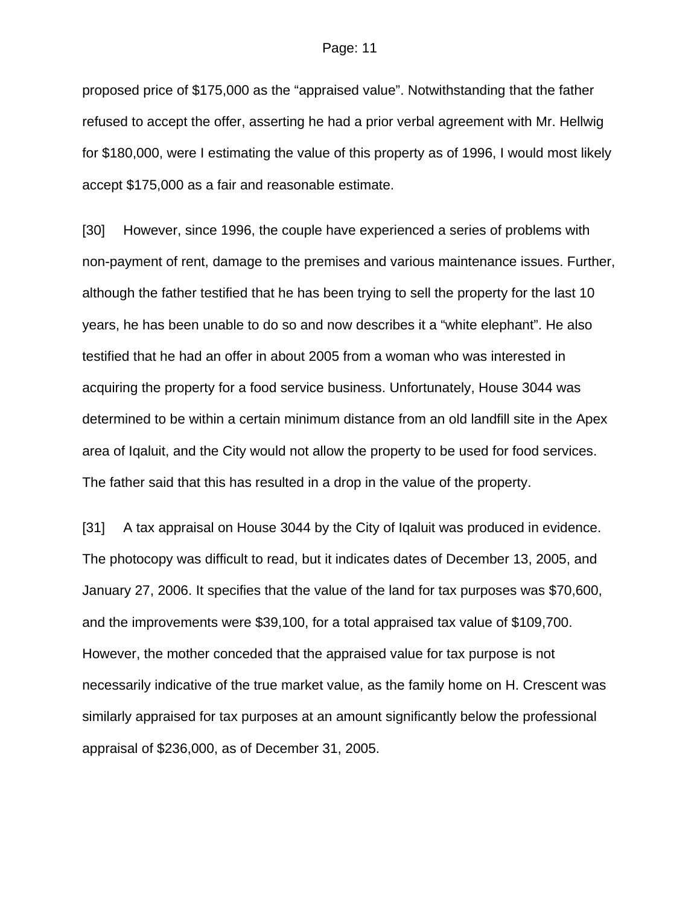proposed price of $175,000 as the “appraised value”. Notwithstanding that the father refused to accept the offer, asserting he had a prior verbal agreement with Mr. Hellwig for $180,000, were I estimating the value of this property as of 1996, I would most likely accept $175,000 as a fair and reasonable estimate.

[30] However, since 1996, the couple have experienced a series of problems with non-payment of rent, damage to the premises and various maintenance issues. Further, although the father testified that he has been trying to sell the property for the last 10 years, he has been unable to do so and now describes it a “white elephant”. He also testified that he had an offer in about 2005 from a woman who was interested in acquiring the property for a food service business. Unfortunately, House 3044 was determined to be within a certain minimum distance from an old landfill site in the Apex area of Iqaluit, and the City would not allow the property to be used for food services. The father said that this has resulted in a drop in the value of the property.

[31] A tax appraisal on House 3044 by the City of Iqaluit was produced in evidence. The photocopy was difficult to read, but it indicates dates of December 13, 2005, and January 27, 2006. It specifies that the value of the land for tax purposes was $70,600, and the improvements were $39,100, for a total appraised tax value of $109,700. However, the mother conceded that the appraised value for tax purpose is not necessarily indicative of the true market value, as the family home on H. Crescent was similarly appraised for tax purposes at an amount significantly below the professional appraisal of $236,000, as of December 31, 2005.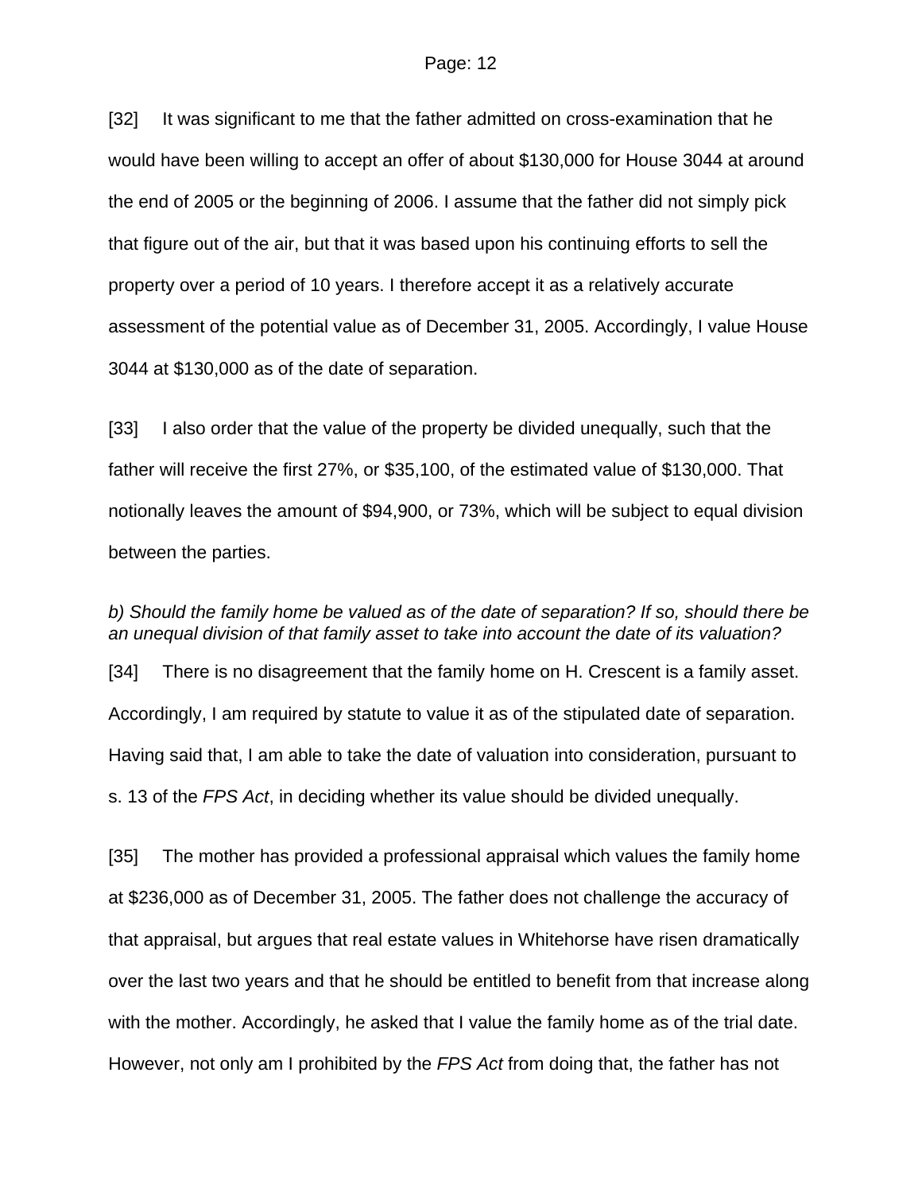[32] It was significant to me that the father admitted on cross-examination that he would have been willing to accept an offer of about $130,000 for House 3044 at around the end of 2005 or the beginning of 2006. I assume that the father did not simply pick that figure out of the air, but that it was based upon his continuing efforts to sell the property over a period of 10 years. I therefore accept it as a relatively accurate assessment of the potential value as of December 31, 2005. Accordingly, I value House 3044 at $130,000 as of the date of separation.

[33] I also order that the value of the property be divided unequally, such that the father will receive the first 27%, or $35,100, of the estimated value of $130,000. That notionally leaves the amount of $94,900, or 73%, which will be subject to equal division between the parties.

*b) Should the family home be valued as of the date of separation? If so, should there be an unequal division of that family asset to take into account the date of its valuation?*

[34] There is no disagreement that the family home on H. Crescent is a family asset. Accordingly, I am required by statute to value it as of the stipulated date of separation. Having said that, I am able to take the date of valuation into consideration, pursuant to s. 13 of the *FPS Act*, in deciding whether its value should be divided unequally.

[35] The mother has provided a professional appraisal which values the family home at $236,000 as of December 31, 2005. The father does not challenge the accuracy of that appraisal, but argues that real estate values in Whitehorse have risen dramatically over the last two years and that he should be entitled to benefit from that increase along with the mother. Accordingly, he asked that I value the family home as of the trial date. However, not only am I prohibited by the *FPS Act* from doing that, the father has not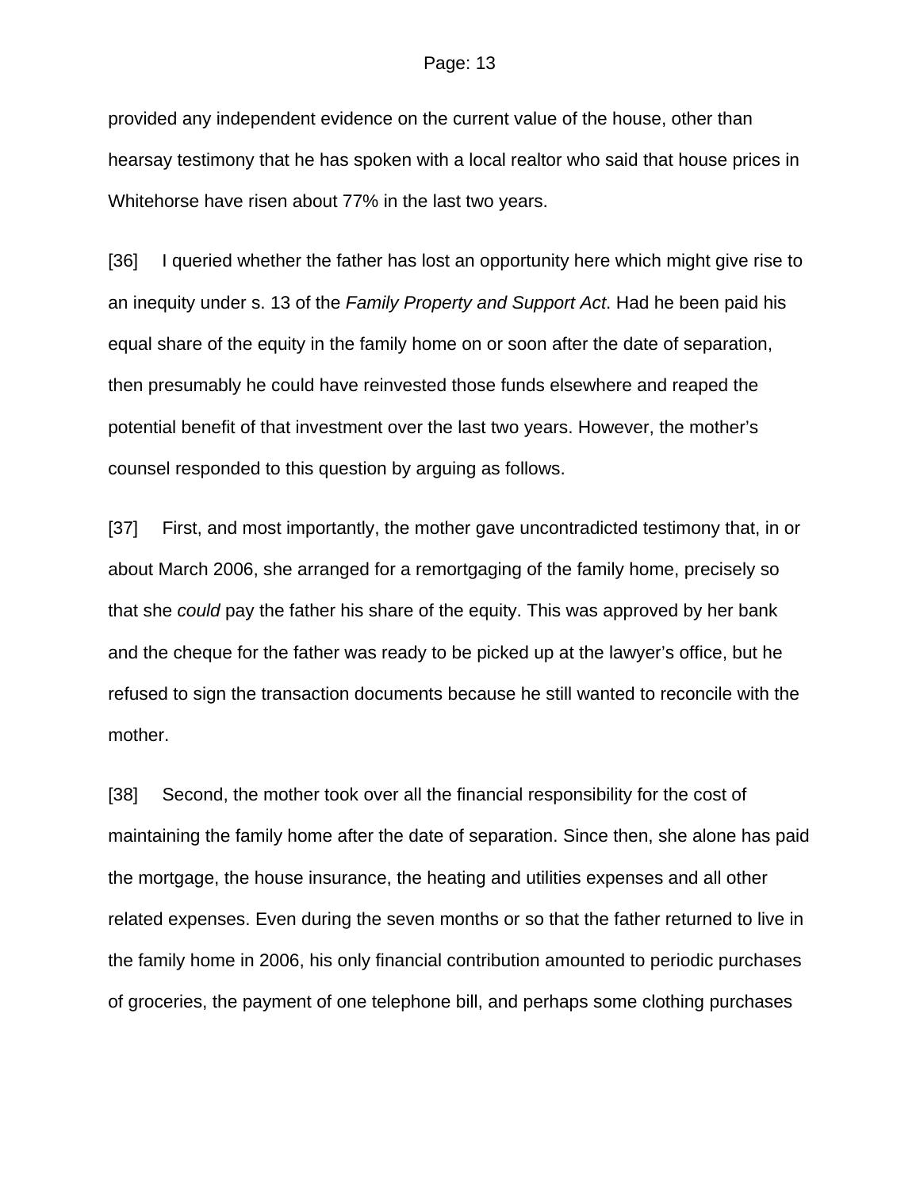provided any independent evidence on the current value of the house, other than hearsay testimony that he has spoken with a local realtor who said that house prices in Whitehorse have risen about 77% in the last two years.

[36] I queried whether the father has lost an opportunity here which might give rise to an inequity under s. 13 of the *Family Property and Support Act*. Had he been paid his equal share of the equity in the family home on or soon after the date of separation, then presumably he could have reinvested those funds elsewhere and reaped the potential benefit of that investment over the last two years. However, the mother's counsel responded to this question by arguing as follows.

[37] First, and most importantly, the mother gave uncontradicted testimony that, in or about March 2006, she arranged for a remortgaging of the family home, precisely so that she *could* pay the father his share of the equity. This was approved by her bank and the cheque for the father was ready to be picked up at the lawyer's office, but he refused to sign the transaction documents because he still wanted to reconcile with the mother.

[38] Second, the mother took over all the financial responsibility for the cost of maintaining the family home after the date of separation. Since then, she alone has paid the mortgage, the house insurance, the heating and utilities expenses and all other related expenses. Even during the seven months or so that the father returned to live in the family home in 2006, his only financial contribution amounted to periodic purchases of groceries, the payment of one telephone bill, and perhaps some clothing purchases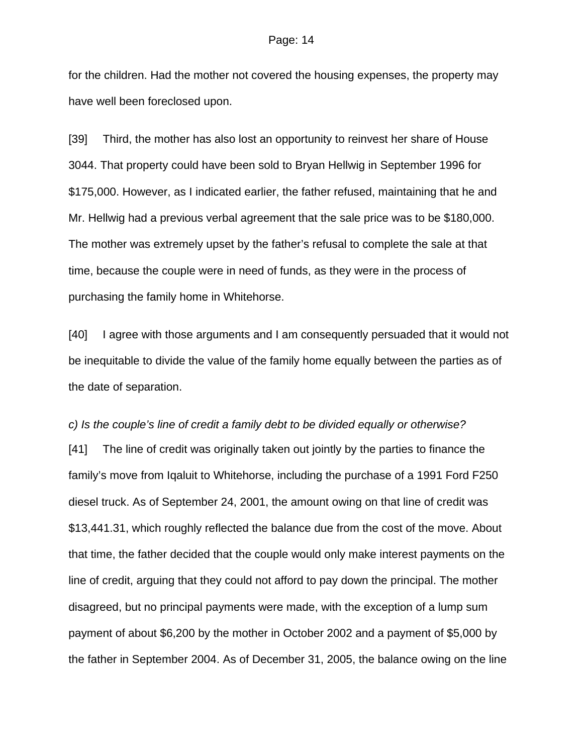for the children. Had the mother not covered the housing expenses, the property may have well been foreclosed upon.

[39] Third, the mother has also lost an opportunity to reinvest her share of House 3044. That property could have been sold to Bryan Hellwig in September 1996 for $175,000. However, as I indicated earlier, the father refused, maintaining that he and Mr. Hellwig had a previous verbal agreement that the sale price was to be $180,000. The mother was extremely upset by the father's refusal to complete the sale at that time, because the couple were in need of funds, as they were in the process of purchasing the family home in Whitehorse.

[40] I agree with those arguments and I am consequently persuaded that it would not be inequitable to divide the value of the family home equally between the parties as of the date of separation.

*c) Is the couple's line of credit a family debt to be divided equally or otherwise?*

[41] The line of credit was originally taken out jointly by the parties to finance the family's move from Iqaluit to Whitehorse, including the purchase of a 1991 Ford F250 diesel truck. As of September 24, 2001, the amount owing on that line of credit was $13,441.31, which roughly reflected the balance due from the cost of the move. About that time, the father decided that the couple would only make interest payments on the line of credit, arguing that they could not afford to pay down the principal. The mother disagreed, but no principal payments were made, with the exception of a lump sum payment of about $6,200 by the mother in October 2002 and a payment of $5,000 by the father in September 2004. As of December 31, 2005, the balance owing on the line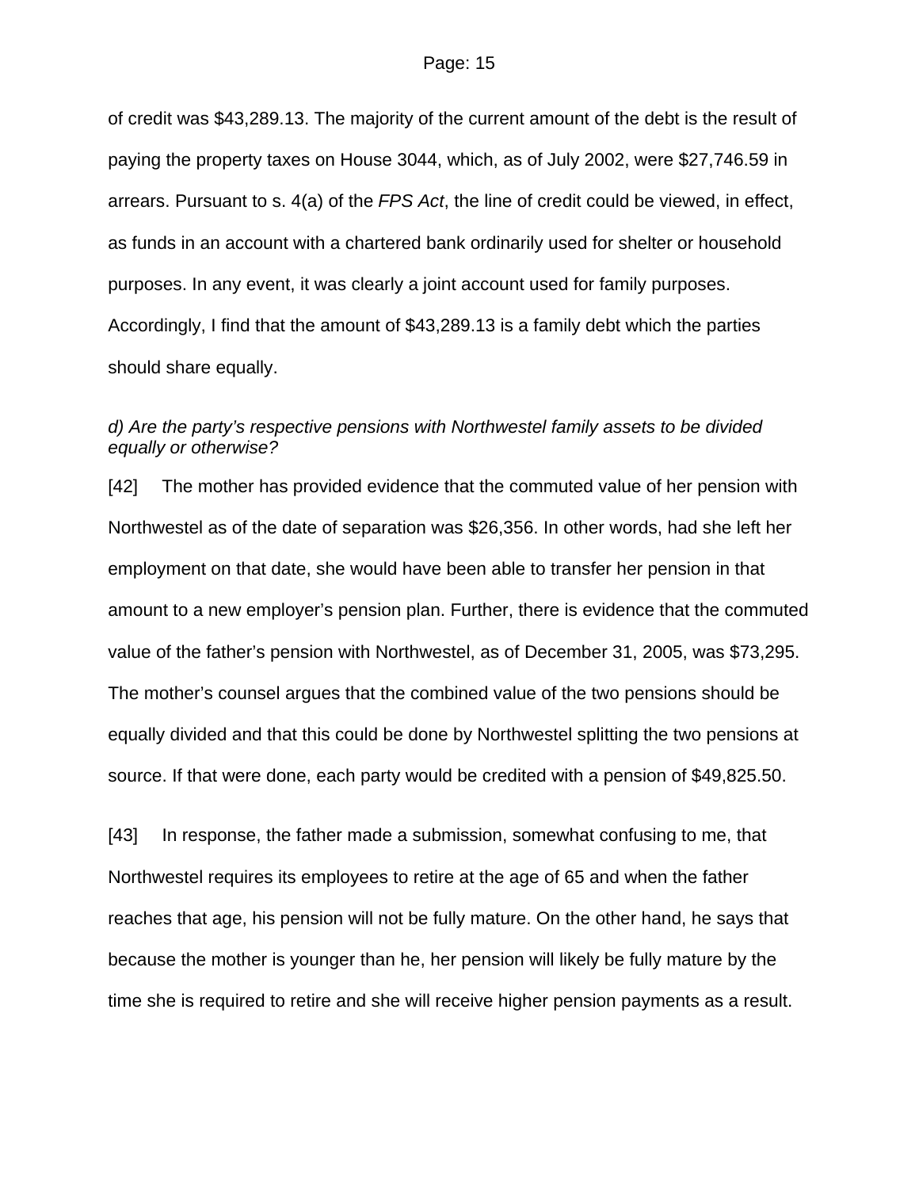of credit was $43,289.13. The majority of the current amount of the debt is the result of paying the property taxes on House 3044, which, as of July 2002, were $27,746.59 in arrears. Pursuant to s. 4(a) of the *FPS Act*, the line of credit could be viewed, in effect, as funds in an account with a chartered bank ordinarily used for shelter or household purposes. In any event, it was clearly a joint account used for family purposes. Accordingly, I find that the amount of $43,289.13 is a family debt which the parties should share equally.

*d) Are the party's respective pensions with Northwestel family assets to be divided equally or otherwise?*

[42] The mother has provided evidence that the commuted value of her pension with Northwestel as of the date of separation was $26,356. In other words, had she left her employment on that date, she would have been able to transfer her pension in that amount to a new employer's pension plan. Further, there is evidence that the commuted value of the father's pension with Northwestel, as of December 31, 2005, was $73,295. The mother's counsel argues that the combined value of the two pensions should be equally divided and that this could be done by Northwestel splitting the two pensions at source. If that were done, each party would be credited with a pension of $49,825.50.

[43] In response, the father made a submission, somewhat confusing to me, that Northwestel requires its employees to retire at the age of 65 and when the father reaches that age, his pension will not be fully mature. On the other hand, he says that because the mother is younger than he, her pension will likely be fully mature by the time she is required to retire and she will receive higher pension payments as a result.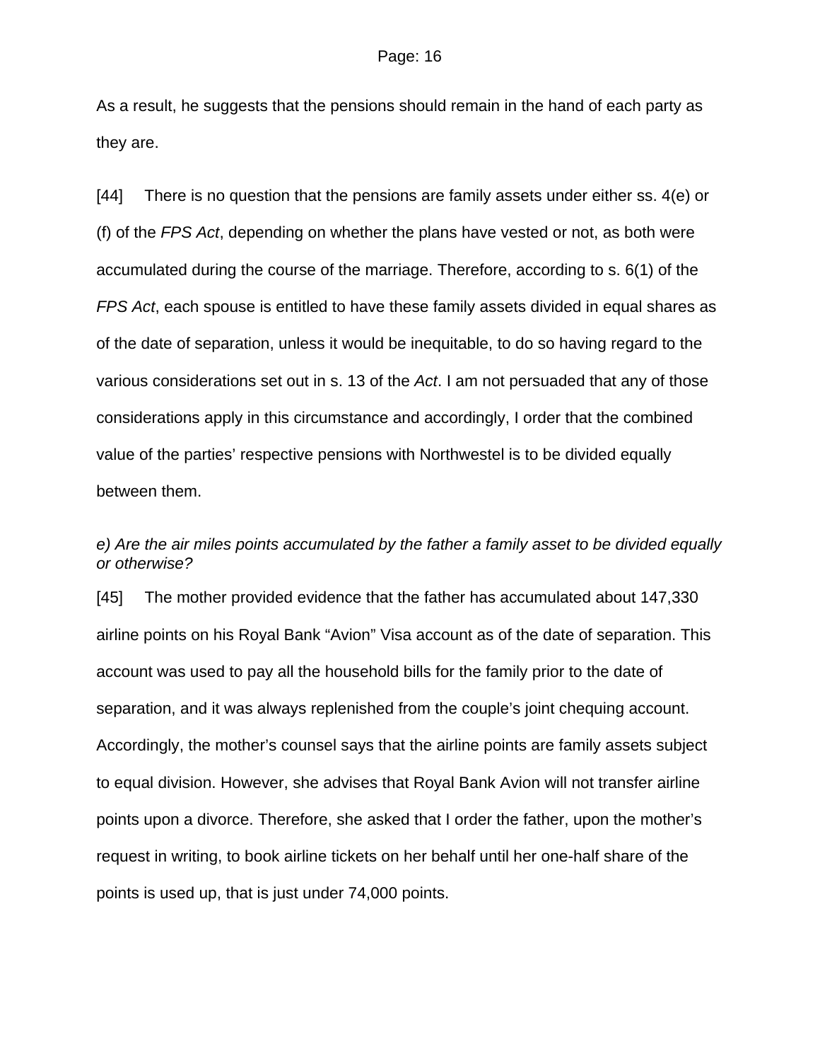As a result, he suggests that the pensions should remain in the hand of each party as they are.

[44] There is no question that the pensions are family assets under either ss. 4(e) or (f) of the *FPS Act*, depending on whether the plans have vested or not, as both were accumulated during the course of the marriage. Therefore, according to s. 6(1) of the *FPS Act*, each spouse is entitled to have these family assets divided in equal shares as of the date of separation, unless it would be inequitable, to do so having regard to the various considerations set out in s. 13 of the *Act*. I am not persuaded that any of those considerations apply in this circumstance and accordingly, I order that the combined value of the parties' respective pensions with Northwestel is to be divided equally between them.

*e) Are the air miles points accumulated by the father a family asset to be divided equally or otherwise?*

[45] The mother provided evidence that the father has accumulated about 147,330 airline points on his Royal Bank "Avion" Visa account as of the date of separation. This account was used to pay all the household bills for the family prior to the date of separation, and it was always replenished from the couple's joint chequing account. Accordingly, the mother's counsel says that the airline points are family assets subject to equal division. However, she advises that Royal Bank Avion will not transfer airline points upon a divorce. Therefore, she asked that I order the father, upon the mother's request in writing, to book airline tickets on her behalf until her one-half share of the points is used up, that is just under 74,000 points.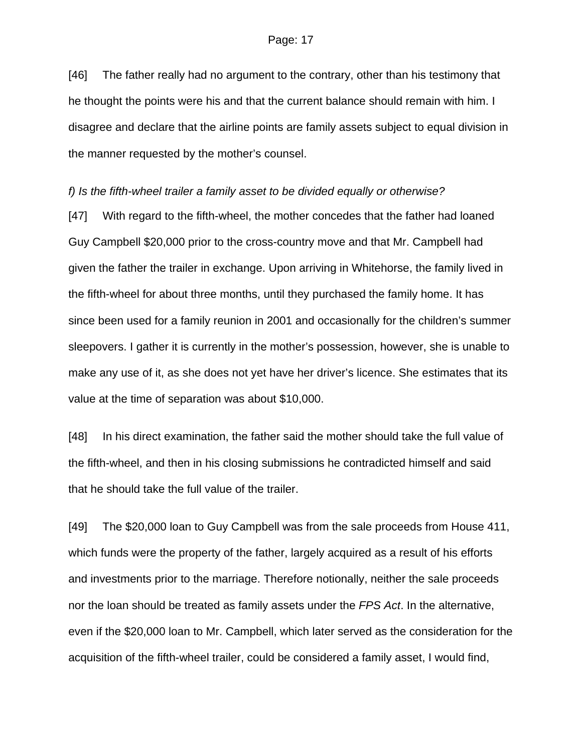[46] The father really had no argument to the contrary, other than his testimony that he thought the points were his and that the current balance should remain with him. I disagree and declare that the airline points are family assets subject to equal division in the manner requested by the mother's counsel.

*f) Is the fifth-wheel trailer a family asset to be divided equally or otherwise?*

[47] With regard to the fifth-wheel, the mother concedes that the father had loaned Guy Campbell $20,000 prior to the cross-country move and that Mr. Campbell had given the father the trailer in exchange. Upon arriving in Whitehorse, the family lived in the fifth-wheel for about three months, until they purchased the family home. It has since been used for a family reunion in 2001 and occasionally for the children's summer sleepovers. I gather it is currently in the mother's possession, however, she is unable to make any use of it, as she does not yet have her driver's licence. She estimates that its value at the time of separation was about $10,000.

[48] In his direct examination, the father said the mother should take the full value of the fifth-wheel, and then in his closing submissions he contradicted himself and said that he should take the full value of the trailer.

[49] The $20,000 loan to Guy Campbell was from the sale proceeds from House 411, which funds were the property of the father, largely acquired as a result of his efforts and investments prior to the marriage. Therefore notionally, neither the sale proceeds nor the loan should be treated as family assets under the *FPS Act*. In the alternative, even if the $20,000 loan to Mr. Campbell, which later served as the consideration for the acquisition of the fifth-wheel trailer, could be considered a family asset, I would find,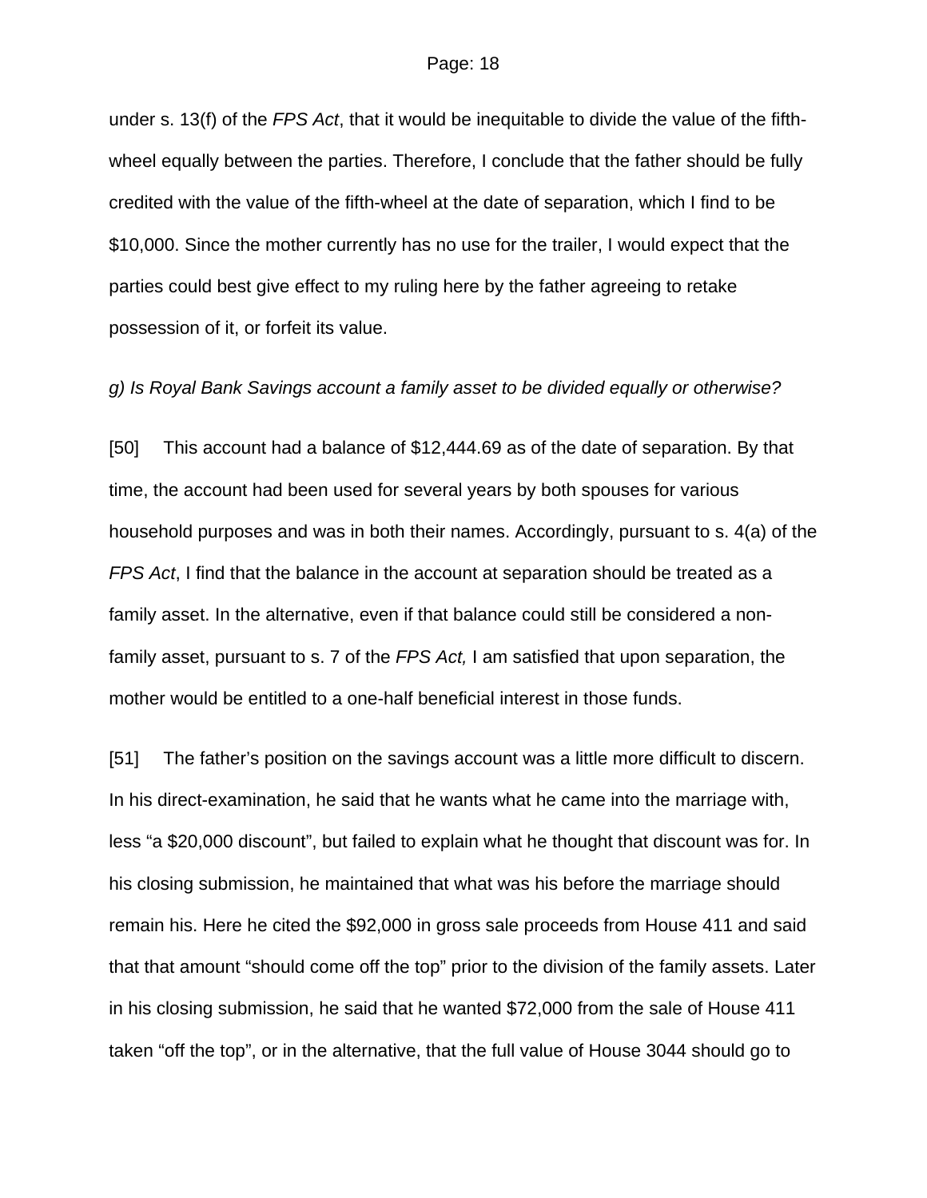under s. 13(f) of the *FPS Act*, that it would be inequitable to divide the value of the fifth-wheel equally between the parties. Therefore, I conclude that the father should be fully credited with the value of the fifth-wheel at the date of separation, which I find to be $10,000. Since the mother currently has no use for the trailer, I would expect that the parties could best give effect to my ruling here by the father agreeing to retake possession of it, or forfeit its value.

*g) Is Royal Bank Savings account a family asset to be divided equally or otherwise?*

[50] This account had a balance of $12,444.69 as of the date of separation. By that time, the account had been used for several years by both spouses for various household purposes and was in both their names. Accordingly, pursuant to s. 4(a) of the *FPS Act*, I find that the balance in the account at separation should be treated as a family asset. In the alternative, even if that balance could still be considered a non-family asset, pursuant to s. 7 of the *FPS Act,* I am satisfied that upon separation, the mother would be entitled to a one-half beneficial interest in those funds.

[51] The father's position on the savings account was a little more difficult to discern. In his direct-examination, he said that he wants what he came into the marriage with, less "a $20,000 discount", but failed to explain what he thought that discount was for. In his closing submission, he maintained that what was his before the marriage should remain his. Here he cited the $92,000 in gross sale proceeds from House 411 and said that that amount "should come off the top" prior to the division of the family assets. Later in his closing submission, he said that he wanted $72,000 from the sale of House 411 taken "off the top", or in the alternative, that the full value of House 3044 should go to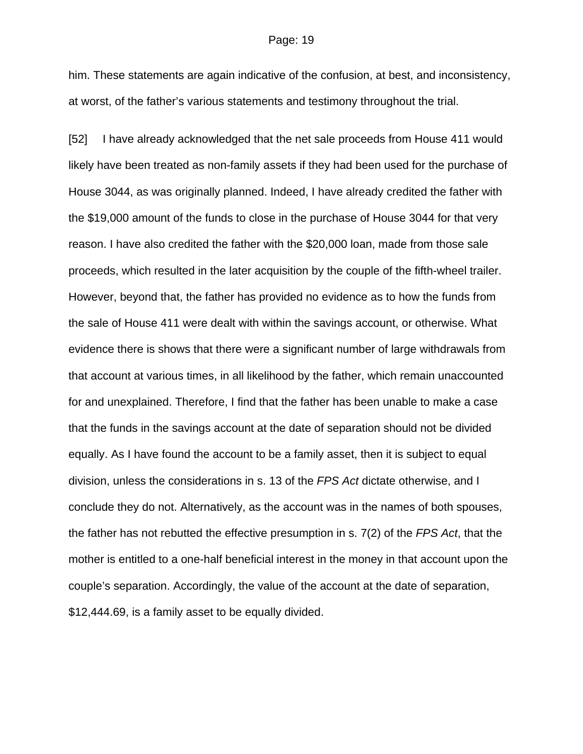him. These statements are again indicative of the confusion, at best, and inconsistency, at worst, of the father's various statements and testimony throughout the trial.

[52] I have already acknowledged that the net sale proceeds from House 411 would likely have been treated as non-family assets if they had been used for the purchase of House 3044, as was originally planned. Indeed, I have already credited the father with the $19,000 amount of the funds to close in the purchase of House 3044 for that very reason. I have also credited the father with the $20,000 loan, made from those sale proceeds, which resulted in the later acquisition by the couple of the fifth-wheel trailer. However, beyond that, the father has provided no evidence as to how the funds from the sale of House 411 were dealt with within the savings account, or otherwise. What evidence there is shows that there were a significant number of large withdrawals from that account at various times, in all likelihood by the father, which remain unaccounted for and unexplained. Therefore, I find that the father has been unable to make a case that the funds in the savings account at the date of separation should not be divided equally. As I have found the account to be a family asset, then it is subject to equal division, unless the considerations in s. 13 of the *FPS Act* dictate otherwise, and I conclude they do not. Alternatively, as the account was in the names of both spouses, the father has not rebutted the effective presumption in s. 7(2) of the *FPS Act*, that the mother is entitled to a one-half beneficial interest in the money in that account upon the couple's separation. Accordingly, the value of the account at the date of separation, $12,444.69, is a family asset to be equally divided.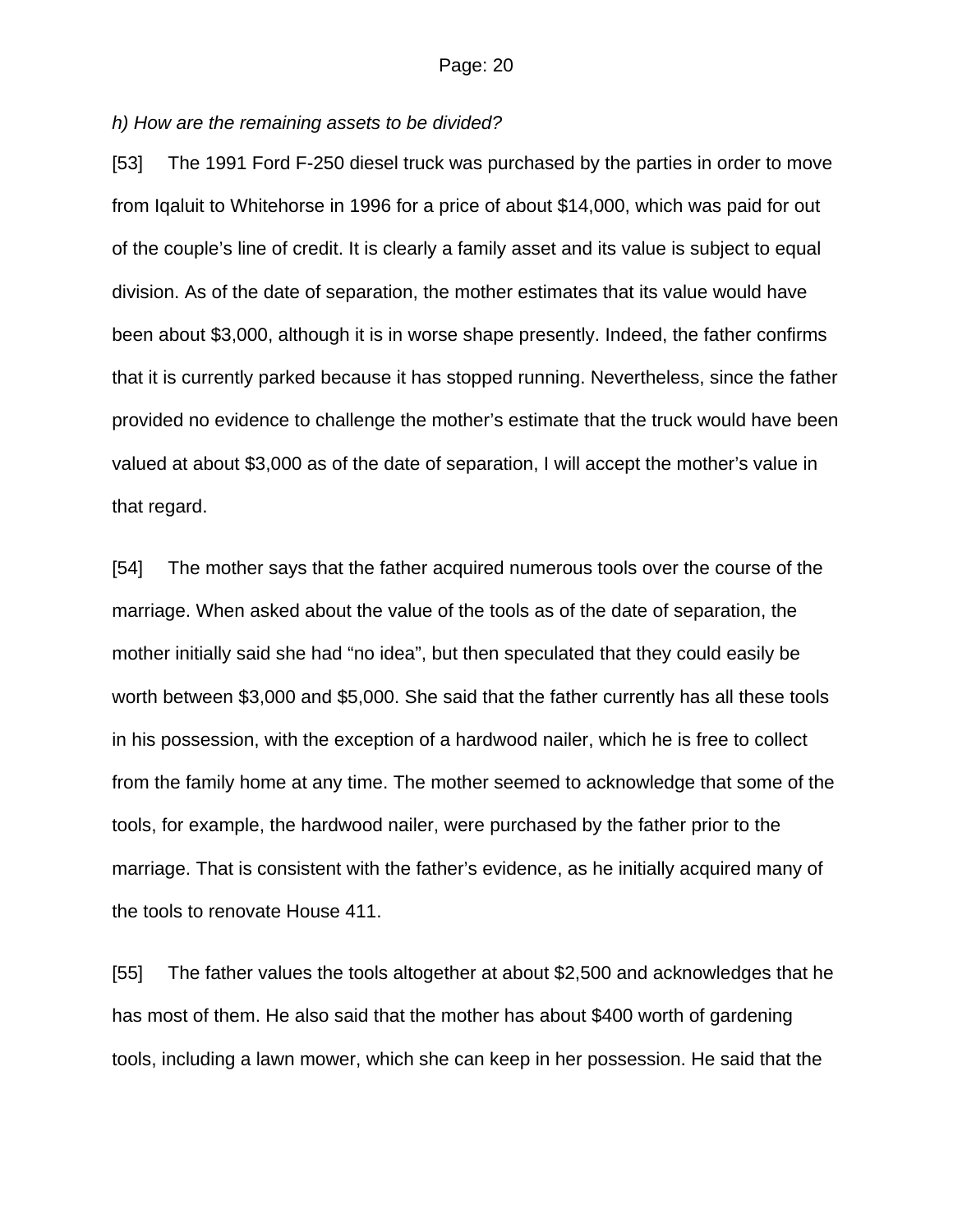*h) How are the remaining assets to be divided?*

[53] The 1991 Ford F-250 diesel truck was purchased by the parties in order to move from Iqaluit to Whitehorse in 1996 for a price of about $14,000, which was paid for out of the couple's line of credit. It is clearly a family asset and its value is subject to equal division. As of the date of separation, the mother estimates that its value would have been about $3,000, although it is in worse shape presently. Indeed, the father confirms that it is currently parked because it has stopped running. Nevertheless, since the father provided no evidence to challenge the mother's estimate that the truck would have been valued at about $3,000 as of the date of separation, I will accept the mother's value in that regard.

[54] The mother says that the father acquired numerous tools over the course of the marriage. When asked about the value of the tools as of the date of separation, the mother initially said she had "no idea", but then speculated that they could easily be worth between $3,000 and $5,000. She said that the father currently has all these tools in his possession, with the exception of a hardwood nailer, which he is free to collect from the family home at any time. The mother seemed to acknowledge that some of the tools, for example, the hardwood nailer, were purchased by the father prior to the marriage. That is consistent with the father's evidence, as he initially acquired many of the tools to renovate House 411.

[55] The father values the tools altogether at about $2,500 and acknowledges that he has most of them. He also said that the mother has about $400 worth of gardening tools, including a lawn mower, which she can keep in her possession. He said that the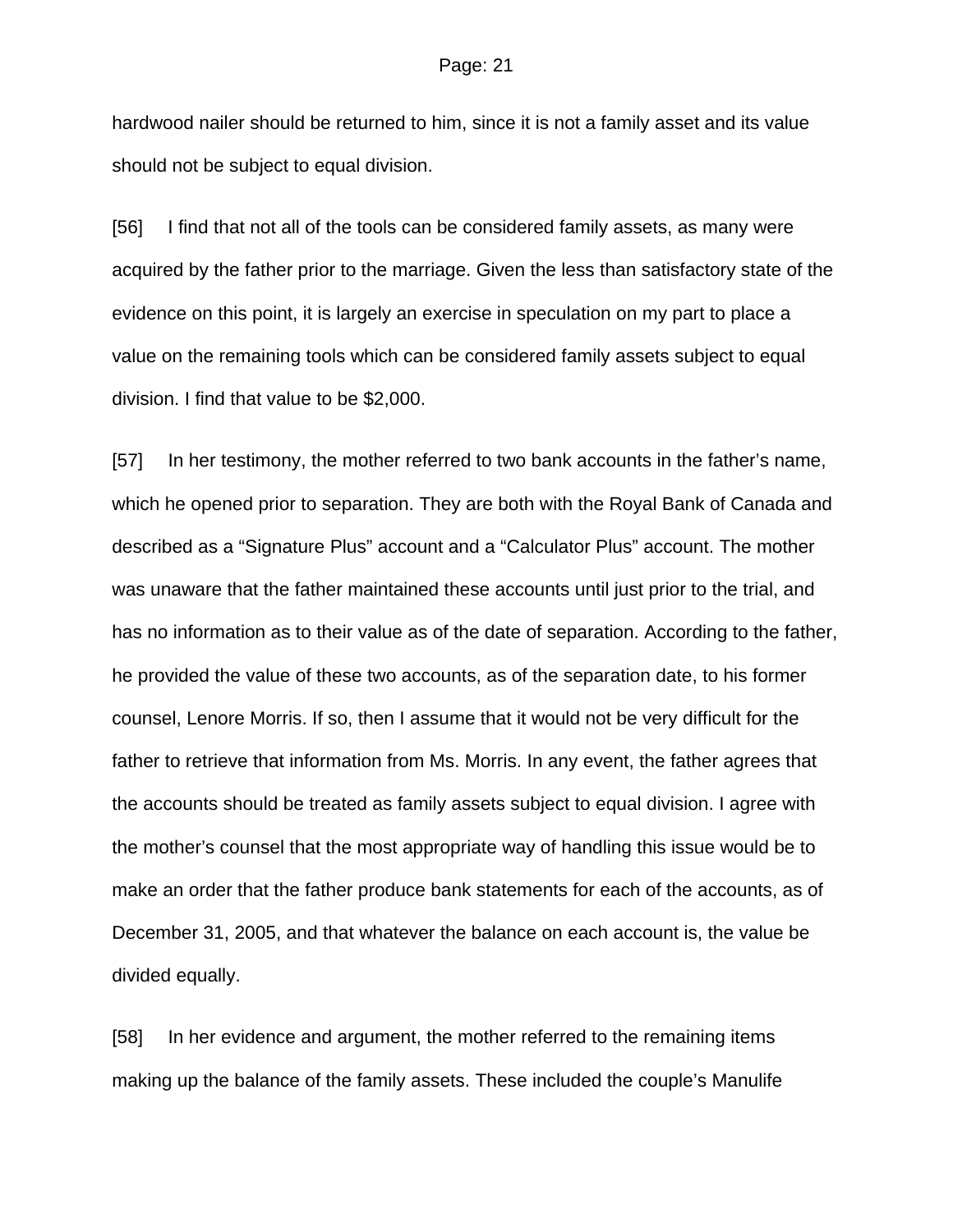hardwood nailer should be returned to him, since it is not a family asset and its value should not be subject to equal division.

[56] I find that not all of the tools can be considered family assets, as many were acquired by the father prior to the marriage. Given the less than satisfactory state of the evidence on this point, it is largely an exercise in speculation on my part to place a value on the remaining tools which can be considered family assets subject to equal division. I find that value to be $2,000.

[57] In her testimony, the mother referred to two bank accounts in the father's name, which he opened prior to separation. They are both with the Royal Bank of Canada and described as a "Signature Plus" account and a "Calculator Plus" account. The mother was unaware that the father maintained these accounts until just prior to the trial, and has no information as to their value as of the date of separation. According to the father, he provided the value of these two accounts, as of the separation date, to his former counsel, Lenore Morris. If so, then I assume that it would not be very difficult for the father to retrieve that information from Ms. Morris. In any event, the father agrees that the accounts should be treated as family assets subject to equal division. I agree with the mother's counsel that the most appropriate way of handling this issue would be to make an order that the father produce bank statements for each of the accounts, as of December 31, 2005, and that whatever the balance on each account is, the value be divided equally.

[58] In her evidence and argument, the mother referred to the remaining items making up the balance of the family assets. These included the couple's Manulife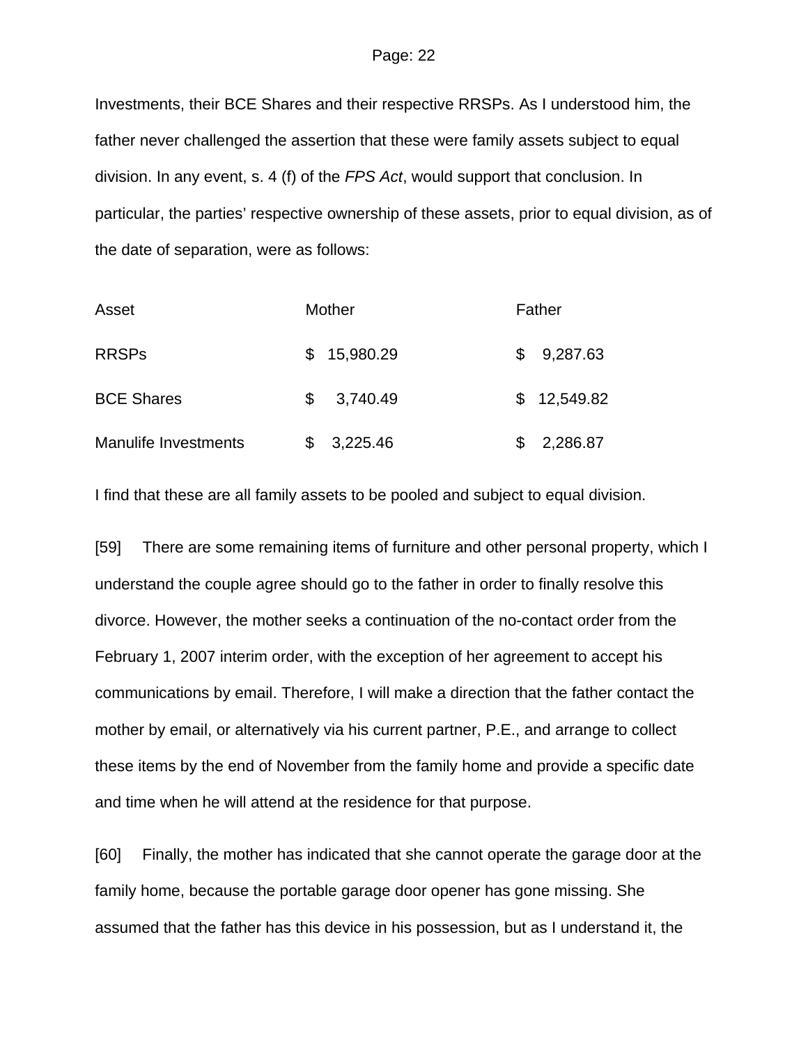Investments, their BCE Shares and their respective RRSPs. As I understood him, the father never challenged the assertion that these were family assets subject to equal division. In any event, s. 4 (f) of the *FPS Act*, would support that conclusion. In particular, the parties' respective ownership of these assets, prior to equal division, as of the date of separation, were as follows:

| Asset | Mother | Father |
|---|---|---|
| RRSPs | $ 15,980.29 | $ 9,287.63 |
| BCE Shares | $ 3,740.49 | $ 12,549.82 |
| Manulife Investments | $ 3,225.46 | $ 2,286.87 |

I find that these are all family assets to be pooled and subject to equal division.

[59] There are some remaining items of furniture and other personal property, which I understand the couple agree should go to the father in order to finally resolve this divorce. However, the mother seeks a continuation of the no-contact order from the February 1, 2007 interim order, with the exception of her agreement to accept his communications by email. Therefore, I will make a direction that the father contact the mother by email, or alternatively via his current partner, P.E., and arrange to collect these items by the end of November from the family home and provide a specific date and time when he will attend at the residence for that purpose.

[60] Finally, the mother has indicated that she cannot operate the garage door at the family home, because the portable garage door opener has gone missing. She assumed that the father has this device in his possession, but as I understand it, the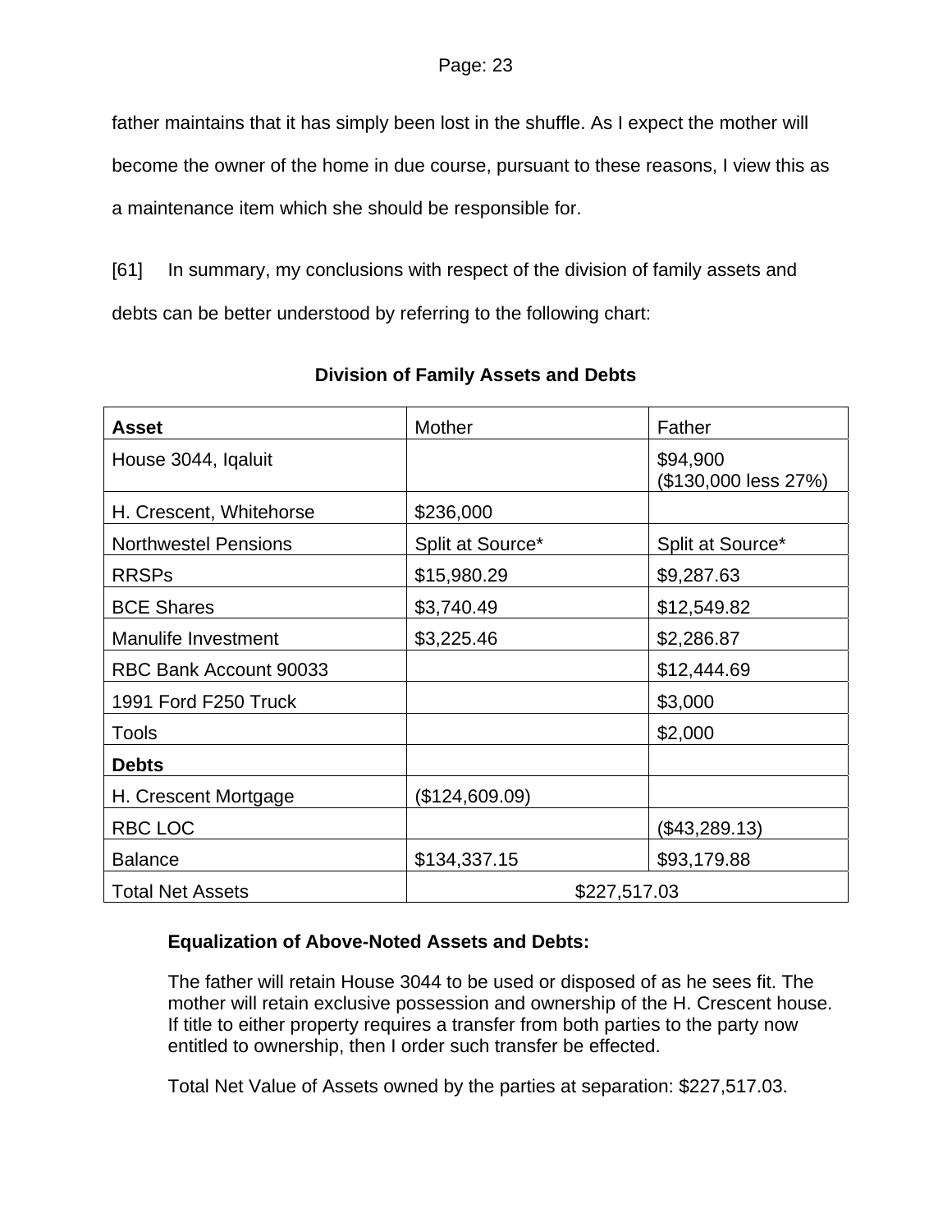father maintains that it has simply been lost in the shuffle. As I expect the mother will become the owner of the home in due course, pursuant to these reasons, I view this as a maintenance item which she should be responsible for.

[61] In summary, my conclusions with respect of the division of family assets and debts can be better understood by referring to the following chart:

**Division of Family Assets and Debts**

| **Asset** | Mother | Father |
|---|---|---|
| House 3044, Iqaluit | | \$94,900 (\$130,000 less 27%) |
| H. Crescent, Whitehorse | \$236,000 | |
| Northwestel Pensions | Split at Source* | Split at Source* |
| RRSPs | \$15,980.29 | \$9,287.63 |
| BCE Shares | \$3,740.49 | \$12,549.82 |
| Manulife Investment | \$3,225.46 | \$2,286.87 |
| RBC Bank Account 90033 | | \$12,444.69 |
| 1991 Ford F250 Truck | | \$3,000 |
| Tools | | \$2,000 |
| **Debts** | | |
| H. Crescent Mortgage | (\$124,609.09) | |
| RBC LOC | | (\$43,289.13) |
| Balance | \$134,337.15 | \$93,179.88 |
| Total Net Assets | \$227,517.03 | |

**Equalization of Above-Noted Assets and Debts:**

The father will retain House 3044 to be used or disposed of as he sees fit. The mother will retain exclusive possession and ownership of the H. Crescent house. If title to either property requires a transfer from both parties to the party now entitled to ownership, then I order such transfer be effected.

Total Net Value of Assets owned by the parties at separation: \$227,517.03.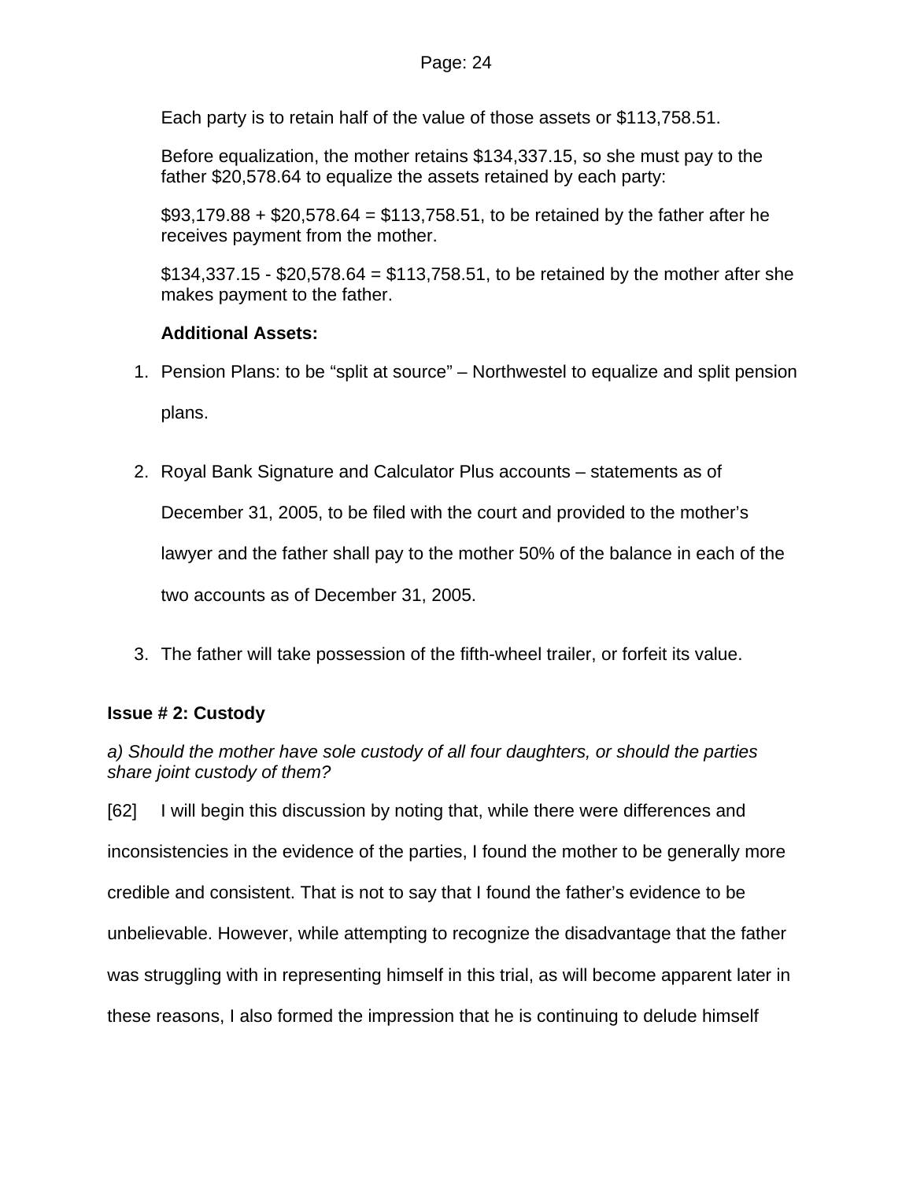Each party is to retain half of the value of those assets or $113,758.51.

Before equalization, the mother retains $134,337.15, so she must pay to the father $20,578.64 to equalize the assets retained by each party:

$93,179.88 + $20,578.64 = $113,758.51, to be retained by the father after he receives payment from the mother.

$134,337.15 - $20,578.64 = $113,758.51, to be retained by the mother after she makes payment to the father.

**Additional Assets:**

1. Pension Plans: to be “split at source” – Northwestel to equalize and split pension plans.

2. Royal Bank Signature and Calculator Plus accounts – statements as of December 31, 2005, to be filed with the court and provided to the mother’s lawyer and the father shall pay to the mother 50% of the balance in each of the two accounts as of December 31, 2005.

3. The father will take possession of the fifth-wheel trailer, or forfeit its value.

### Issue # 2: Custody

*a) Should the mother have sole custody of all four daughters, or should the parties share joint custody of them?*

[62] I will begin this discussion by noting that, while there were differences and inconsistencies in the evidence of the parties, I found the mother to be generally more credible and consistent. That is not to say that I found the father’s evidence to be unbelievable. However, while attempting to recognize the disadvantage that the father was struggling with in representing himself in this trial, as will become apparent later in these reasons, I also formed the impression that he is continuing to delude himself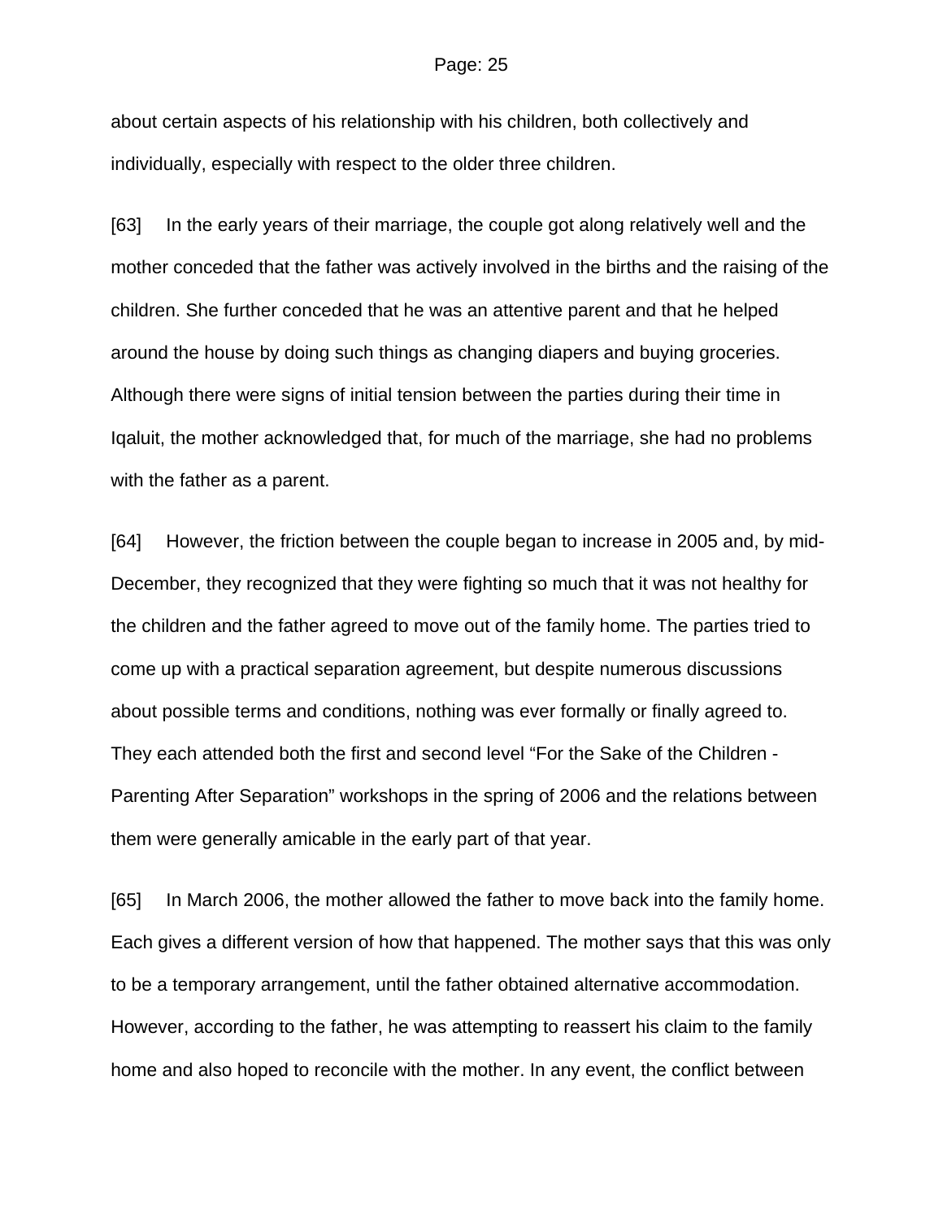about certain aspects of his relationship with his children, both collectively and individually, especially with respect to the older three children.

[63] In the early years of their marriage, the couple got along relatively well and the mother conceded that the father was actively involved in the births and the raising of the children. She further conceded that he was an attentive parent and that he helped around the house by doing such things as changing diapers and buying groceries. Although there were signs of initial tension between the parties during their time in Iqaluit, the mother acknowledged that, for much of the marriage, she had no problems with the father as a parent.

[64] However, the friction between the couple began to increase in 2005 and, by mid-December, they recognized that they were fighting so much that it was not healthy for the children and the father agreed to move out of the family home. The parties tried to come up with a practical separation agreement, but despite numerous discussions about possible terms and conditions, nothing was ever formally or finally agreed to. They each attended both the first and second level "For the Sake of the Children - Parenting After Separation" workshops in the spring of 2006 and the relations between them were generally amicable in the early part of that year.

[65] In March 2006, the mother allowed the father to move back into the family home. Each gives a different version of how that happened. The mother says that this was only to be a temporary arrangement, until the father obtained alternative accommodation. However, according to the father, he was attempting to reassert his claim to the family home and also hoped to reconcile with the mother. In any event, the conflict between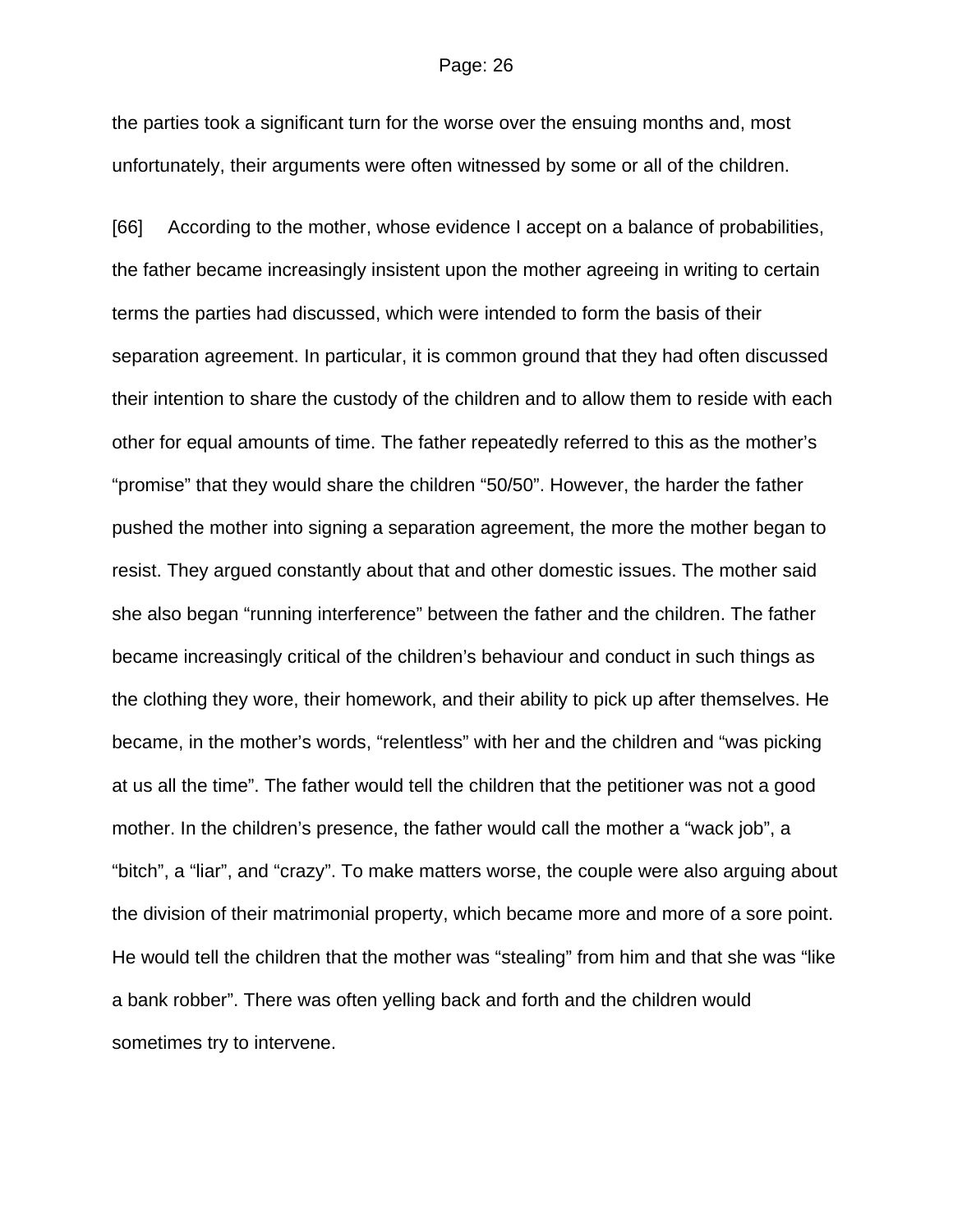the parties took a significant turn for the worse over the ensuing months and, most unfortunately, their arguments were often witnessed by some or all of the children.

[66] According to the mother, whose evidence I accept on a balance of probabilities, the father became increasingly insistent upon the mother agreeing in writing to certain terms the parties had discussed, which were intended to form the basis of their separation agreement. In particular, it is common ground that they had often discussed their intention to share the custody of the children and to allow them to reside with each other for equal amounts of time. The father repeatedly referred to this as the mother's "promise" that they would share the children "50/50". However, the harder the father pushed the mother into signing a separation agreement, the more the mother began to resist. They argued constantly about that and other domestic issues. The mother said she also began "running interference" between the father and the children. The father became increasingly critical of the children's behaviour and conduct in such things as the clothing they wore, their homework, and their ability to pick up after themselves. He became, in the mother's words, "relentless" with her and the children and "was picking at us all the time". The father would tell the children that the petitioner was not a good mother. In the children's presence, the father would call the mother a "wack job", a "bitch", a "liar", and "crazy". To make matters worse, the couple were also arguing about the division of their matrimonial property, which became more and more of a sore point. He would tell the children that the mother was "stealing" from him and that she was "like a bank robber". There was often yelling back and forth and the children would sometimes try to intervene.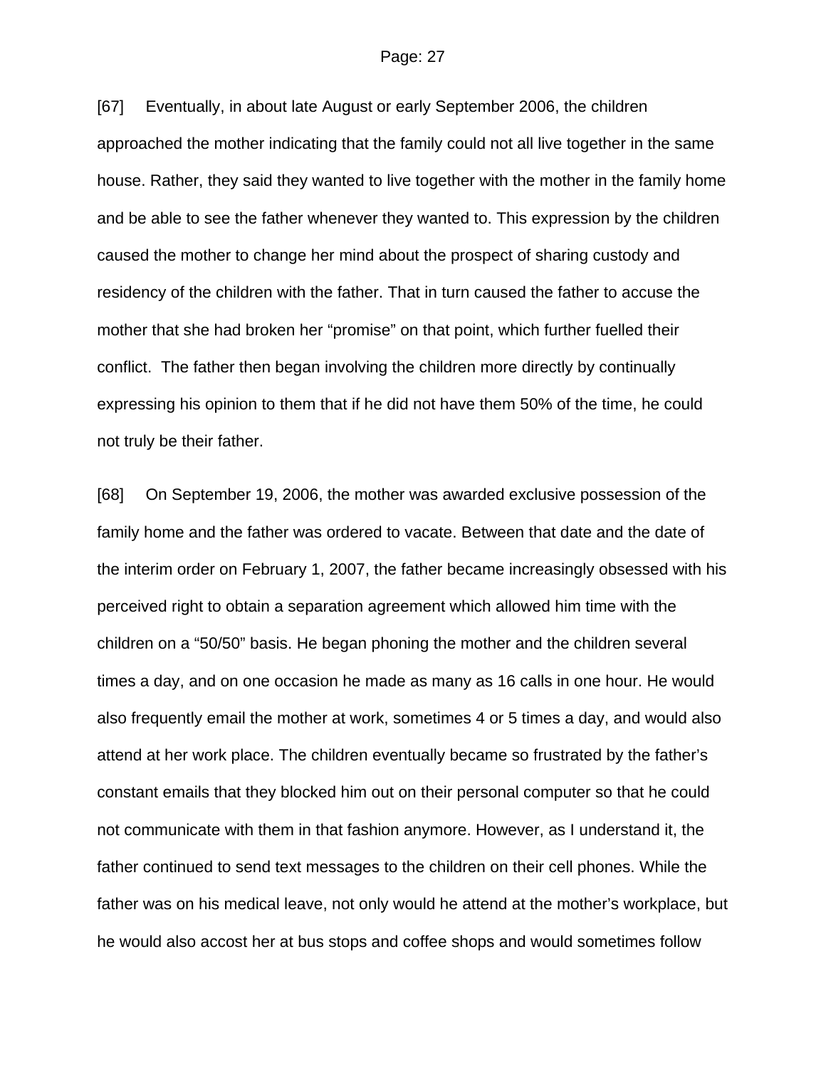[67] Eventually, in about late August or early September 2006, the children approached the mother indicating that the family could not all live together in the same house. Rather, they said they wanted to live together with the mother in the family home and be able to see the father whenever they wanted to. This expression by the children caused the mother to change her mind about the prospect of sharing custody and residency of the children with the father. That in turn caused the father to accuse the mother that she had broken her "promise" on that point, which further fuelled their conflict. The father then began involving the children more directly by continually expressing his opinion to them that if he did not have them 50% of the time, he could not truly be their father.

[68] On September 19, 2006, the mother was awarded exclusive possession of the family home and the father was ordered to vacate. Between that date and the date of the interim order on February 1, 2007, the father became increasingly obsessed with his perceived right to obtain a separation agreement which allowed him time with the children on a "50/50" basis. He began phoning the mother and the children several times a day, and on one occasion he made as many as 16 calls in one hour. He would also frequently email the mother at work, sometimes 4 or 5 times a day, and would also attend at her work place. The children eventually became so frustrated by the father's constant emails that they blocked him out on their personal computer so that he could not communicate with them in that fashion anymore. However, as I understand it, the father continued to send text messages to the children on their cell phones. While the father was on his medical leave, not only would he attend at the mother's workplace, but he would also accost her at bus stops and coffee shops and would sometimes follow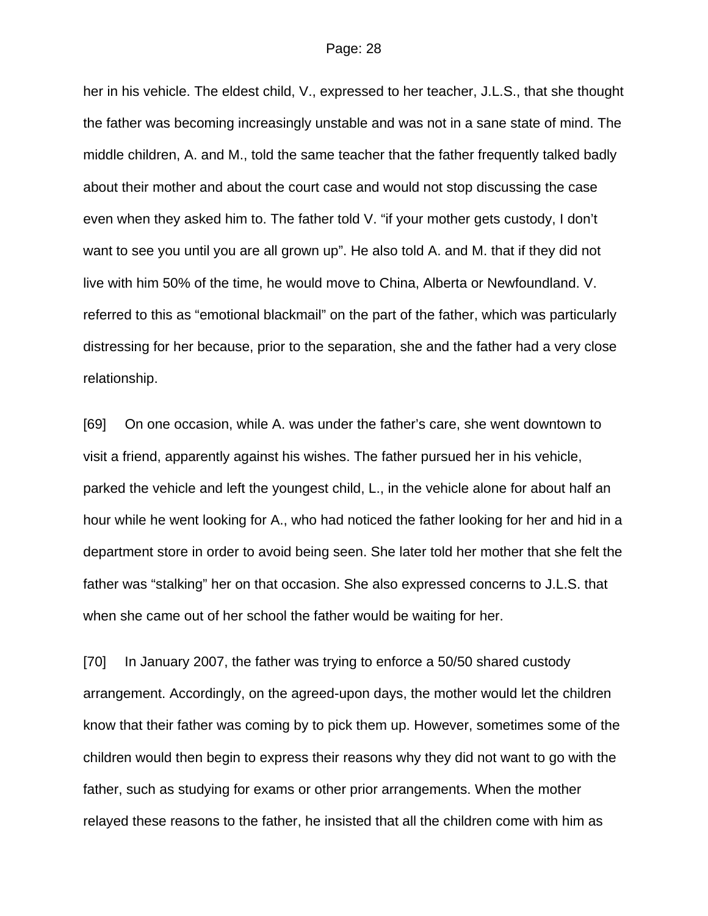her in his vehicle. The eldest child, V., expressed to her teacher, J.L.S., that she thought the father was becoming increasingly unstable and was not in a sane state of mind. The middle children, A. and M., told the same teacher that the father frequently talked badly about their mother and about the court case and would not stop discussing the case even when they asked him to. The father told V. "if your mother gets custody, I don't want to see you until you are all grown up". He also told A. and M. that if they did not live with him 50% of the time, he would move to China, Alberta or Newfoundland. V. referred to this as "emotional blackmail" on the part of the father, which was particularly distressing for her because, prior to the separation, she and the father had a very close relationship.

[69] On one occasion, while A. was under the father's care, she went downtown to visit a friend, apparently against his wishes. The father pursued her in his vehicle, parked the vehicle and left the youngest child, L., in the vehicle alone for about half an hour while he went looking for A., who had noticed the father looking for her and hid in a department store in order to avoid being seen. She later told her mother that she felt the father was "stalking" her on that occasion. She also expressed concerns to J.L.S. that when she came out of her school the father would be waiting for her.

[70] In January 2007, the father was trying to enforce a 50/50 shared custody arrangement. Accordingly, on the agreed-upon days, the mother would let the children know that their father was coming by to pick them up. However, sometimes some of the children would then begin to express their reasons why they did not want to go with the father, such as studying for exams or other prior arrangements. When the mother relayed these reasons to the father, he insisted that all the children come with him as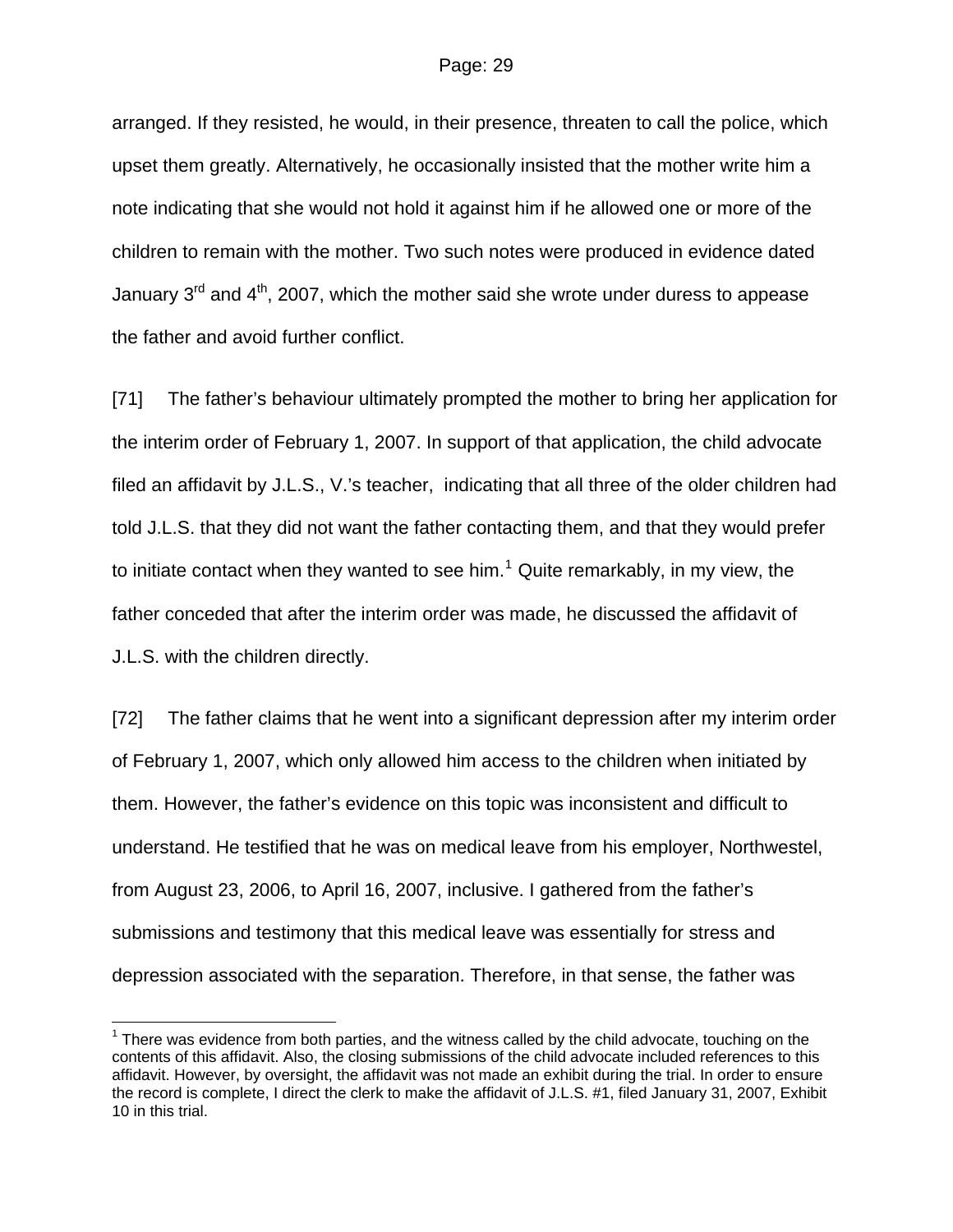arranged. If they resisted, he would, in their presence, threaten to call the police, which upset them greatly. Alternatively, he occasionally insisted that the mother write him a note indicating that she would not hold it against him if he allowed one or more of the children to remain with the mother. Two such notes were produced in evidence dated January 3rd and 4th, 2007, which the mother said she wrote under duress to appease the father and avoid further conflict.

[71] The father's behaviour ultimately prompted the mother to bring her application for the interim order of February 1, 2007. In support of that application, the child advocate filed an affidavit by J.L.S., V.'s teacher, indicating that all three of the older children had told J.L.S. that they did not want the father contacting them, and that they would prefer to initiate contact when they wanted to see him.[1] Quite remarkably, in my view, the father conceded that after the interim order was made, he discussed the affidavit of J.L.S. with the children directly.

[72] The father claims that he went into a significant depression after my interim order of February 1, 2007, which only allowed him access to the children when initiated by them. However, the father's evidence on this topic was inconsistent and difficult to understand. He testified that he was on medical leave from his employer, Northwestel, from August 23, 2006, to April 16, 2007, inclusive. I gathered from the father's submissions and testimony that this medical leave was essentially for stress and depression associated with the separation. Therefore, in that sense, the father was

---

[1] There was evidence from both parties, and the witness called by the child advocate, touching on the contents of this affidavit. Also, the closing submissions of the child advocate included references to this affidavit. However, by oversight, the affidavit was not made an exhibit during the trial. In order to ensure the record is complete, I direct the clerk to make the affidavit of J.L.S. #1, filed January 31, 2007, Exhibit 10 in this trial.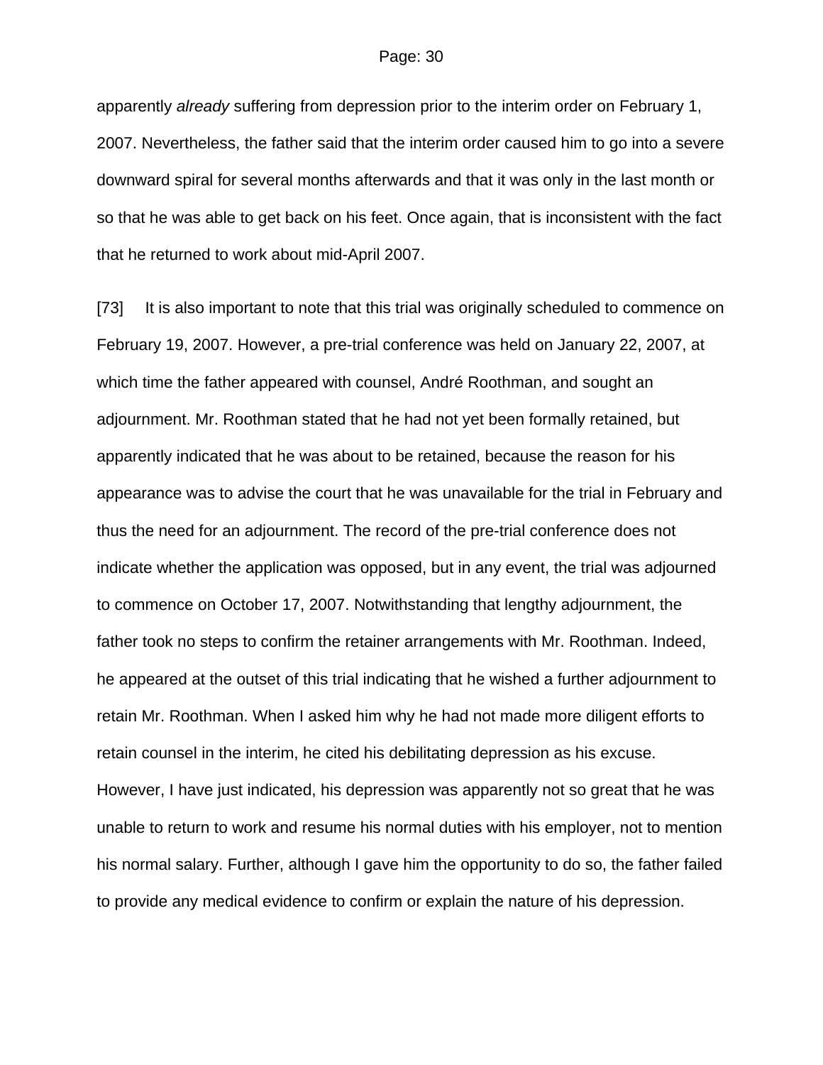apparently *already* suffering from depression prior to the interim order on February 1, 2007. Nevertheless, the father said that the interim order caused him to go into a severe downward spiral for several months afterwards and that it was only in the last month or so that he was able to get back on his feet. Once again, that is inconsistent with the fact that he returned to work about mid-April 2007.

[73] It is also important to note that this trial was originally scheduled to commence on February 19, 2007. However, a pre-trial conference was held on January 22, 2007, at which time the father appeared with counsel, André Roothman, and sought an adjournment. Mr. Roothman stated that he had not yet been formally retained, but apparently indicated that he was about to be retained, because the reason for his appearance was to advise the court that he was unavailable for the trial in February and thus the need for an adjournment. The record of the pre-trial conference does not indicate whether the application was opposed, but in any event, the trial was adjourned to commence on October 17, 2007. Notwithstanding that lengthy adjournment, the father took no steps to confirm the retainer arrangements with Mr. Roothman. Indeed, he appeared at the outset of this trial indicating that he wished a further adjournment to retain Mr. Roothman. When I asked him why he had not made more diligent efforts to retain counsel in the interim, he cited his debilitating depression as his excuse. However, I have just indicated, his depression was apparently not so great that he was unable to return to work and resume his normal duties with his employer, not to mention his normal salary. Further, although I gave him the opportunity to do so, the father failed to provide any medical evidence to confirm or explain the nature of his depression.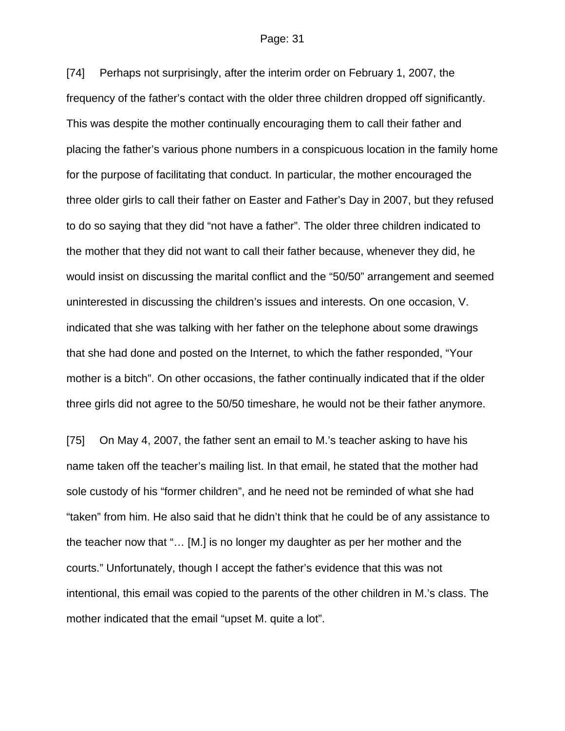[74] Perhaps not surprisingly, after the interim order on February 1, 2007, the frequency of the father's contact with the older three children dropped off significantly. This was despite the mother continually encouraging them to call their father and placing the father's various phone numbers in a conspicuous location in the family home for the purpose of facilitating that conduct. In particular, the mother encouraged the three older girls to call their father on Easter and Father's Day in 2007, but they refused to do so saying that they did "not have a father". The older three children indicated to the mother that they did not want to call their father because, whenever they did, he would insist on discussing the marital conflict and the "50/50" arrangement and seemed uninterested in discussing the children's issues and interests. On one occasion, V. indicated that she was talking with her father on the telephone about some drawings that she had done and posted on the Internet, to which the father responded, "Your mother is a bitch". On other occasions, the father continually indicated that if the older three girls did not agree to the 50/50 timeshare, he would not be their father anymore.

[75] On May 4, 2007, the father sent an email to M.'s teacher asking to have his name taken off the teacher's mailing list. In that email, he stated that the mother had sole custody of his "former children", and he need not be reminded of what she had "taken" from him. He also said that he didn't think that he could be of any assistance to the teacher now that "… [M.] is no longer my daughter as per her mother and the courts." Unfortunately, though I accept the father's evidence that this was not intentional, this email was copied to the parents of the other children in M.'s class. The mother indicated that the email "upset M. quite a lot".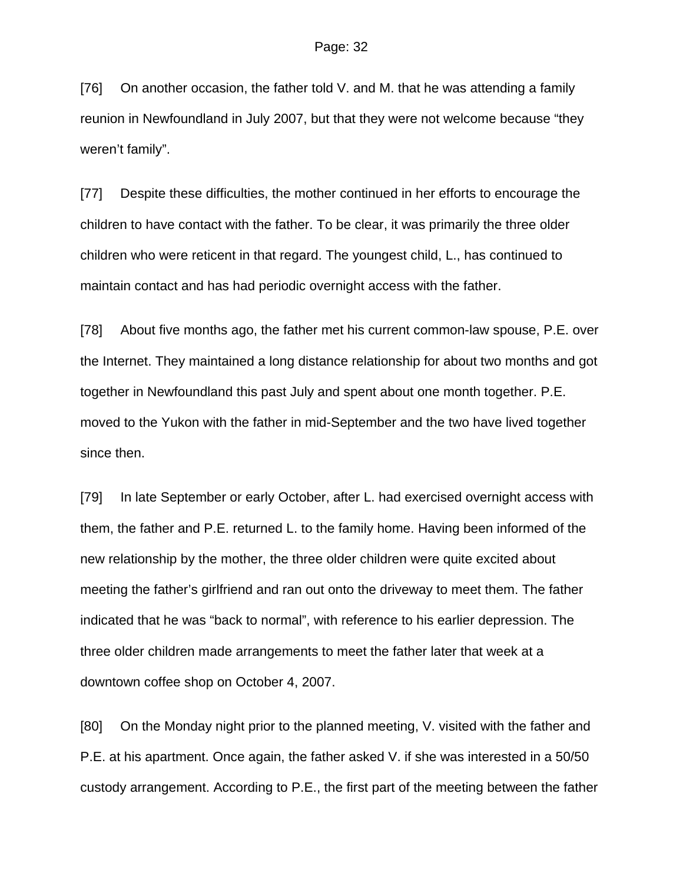[76] On another occasion, the father told V. and M. that he was attending a family reunion in Newfoundland in July 2007, but that they were not welcome because "they weren't family".

[77] Despite these difficulties, the mother continued in her efforts to encourage the children to have contact with the father. To be clear, it was primarily the three older children who were reticent in that regard. The youngest child, L., has continued to maintain contact and has had periodic overnight access with the father.

[78] About five months ago, the father met his current common-law spouse, P.E. over the Internet. They maintained a long distance relationship for about two months and got together in Newfoundland this past July and spent about one month together. P.E. moved to the Yukon with the father in mid-September and the two have lived together since then.

[79] In late September or early October, after L. had exercised overnight access with them, the father and P.E. returned L. to the family home. Having been informed of the new relationship by the mother, the three older children were quite excited about meeting the father's girlfriend and ran out onto the driveway to meet them. The father indicated that he was "back to normal", with reference to his earlier depression. The three older children made arrangements to meet the father later that week at a downtown coffee shop on October 4, 2007.

[80] On the Monday night prior to the planned meeting, V. visited with the father and P.E. at his apartment. Once again, the father asked V. if she was interested in a 50/50 custody arrangement. According to P.E., the first part of the meeting between the father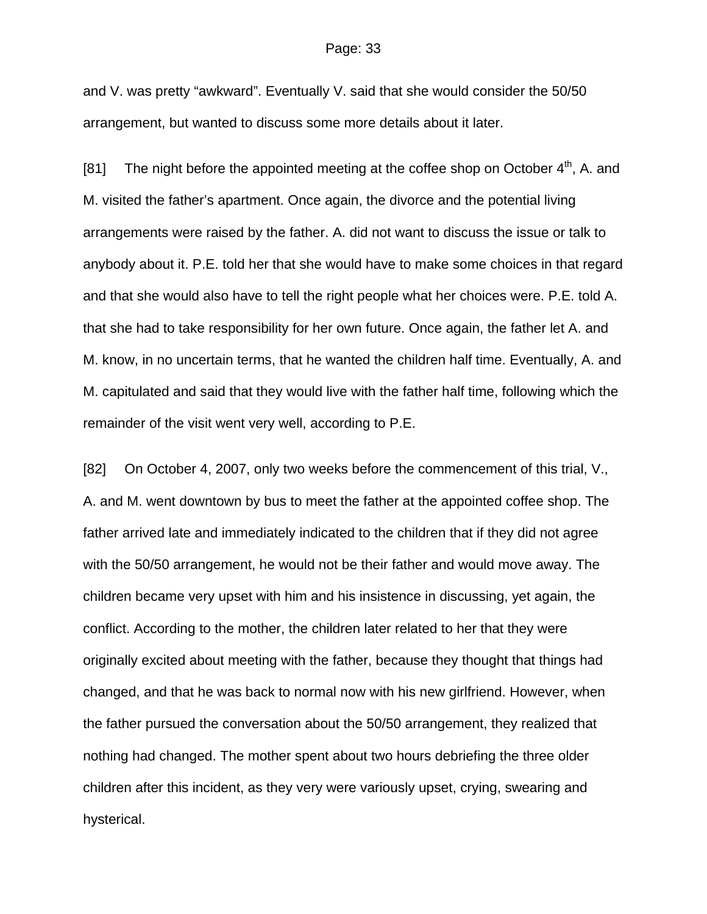and V. was pretty "awkward". Eventually V. said that she would consider the 50/50 arrangement, but wanted to discuss some more details about it later.

[81] The night before the appointed meeting at the coffee shop on October 4th, A. and M. visited the father's apartment. Once again, the divorce and the potential living arrangements were raised by the father. A. did not want to discuss the issue or talk to anybody about it. P.E. told her that she would have to make some choices in that regard and that she would also have to tell the right people what her choices were. P.E. told A. that she had to take responsibility for her own future. Once again, the father let A. and M. know, in no uncertain terms, that he wanted the children half time. Eventually, A. and M. capitulated and said that they would live with the father half time, following which the remainder of the visit went very well, according to P.E.

[82] On October 4, 2007, only two weeks before the commencement of this trial, V., A. and M. went downtown by bus to meet the father at the appointed coffee shop. The father arrived late and immediately indicated to the children that if they did not agree with the 50/50 arrangement, he would not be their father and would move away. The children became very upset with him and his insistence in discussing, yet again, the conflict. According to the mother, the children later related to her that they were originally excited about meeting with the father, because they thought that things had changed, and that he was back to normal now with his new girlfriend. However, when the father pursued the conversation about the 50/50 arrangement, they realized that nothing had changed. The mother spent about two hours debriefing the three older children after this incident, as they very were variously upset, crying, swearing and hysterical.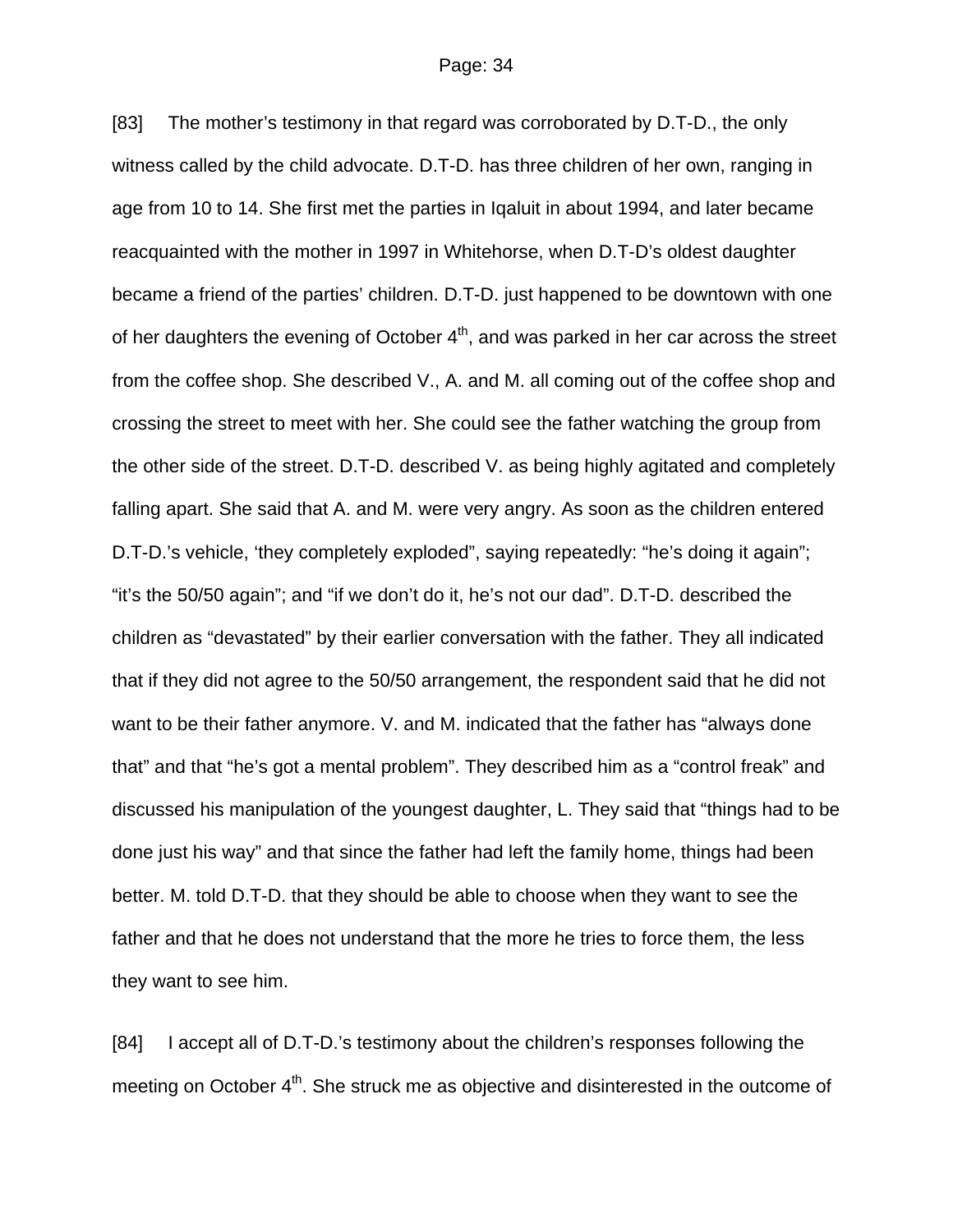[83] The mother's testimony in that regard was corroborated by D.T-D., the only witness called by the child advocate. D.T-D. has three children of her own, ranging in age from 10 to 14. She first met the parties in Iqaluit in about 1994, and later became reacquainted with the mother in 1997 in Whitehorse, when D.T-D's oldest daughter became a friend of the parties' children. D.T-D. just happened to be downtown with one of her daughters the evening of October 4th, and was parked in her car across the street from the coffee shop. She described V., A. and M. all coming out of the coffee shop and crossing the street to meet with her. She could see the father watching the group from the other side of the street. D.T-D. described V. as being highly agitated and completely falling apart. She said that A. and M. were very angry. As soon as the children entered D.T-D.'s vehicle, 'they completely exploded", saying repeatedly: "he's doing it again"; "it's the 50/50 again"; and "if we don't do it, he's not our dad". D.T-D. described the children as "devastated" by their earlier conversation with the father. They all indicated that if they did not agree to the 50/50 arrangement, the respondent said that he did not want to be their father anymore. V. and M. indicated that the father has "always done that" and that "he's got a mental problem". They described him as a "control freak" and discussed his manipulation of the youngest daughter, L. They said that "things had to be done just his way" and that since the father had left the family home, things had been better. M. told D.T-D. that they should be able to choose when they want to see the father and that he does not understand that the more he tries to force them, the less they want to see him.

[84] I accept all of D.T-D.'s testimony about the children's responses following the meeting on October 4th. She struck me as objective and disinterested in the outcome of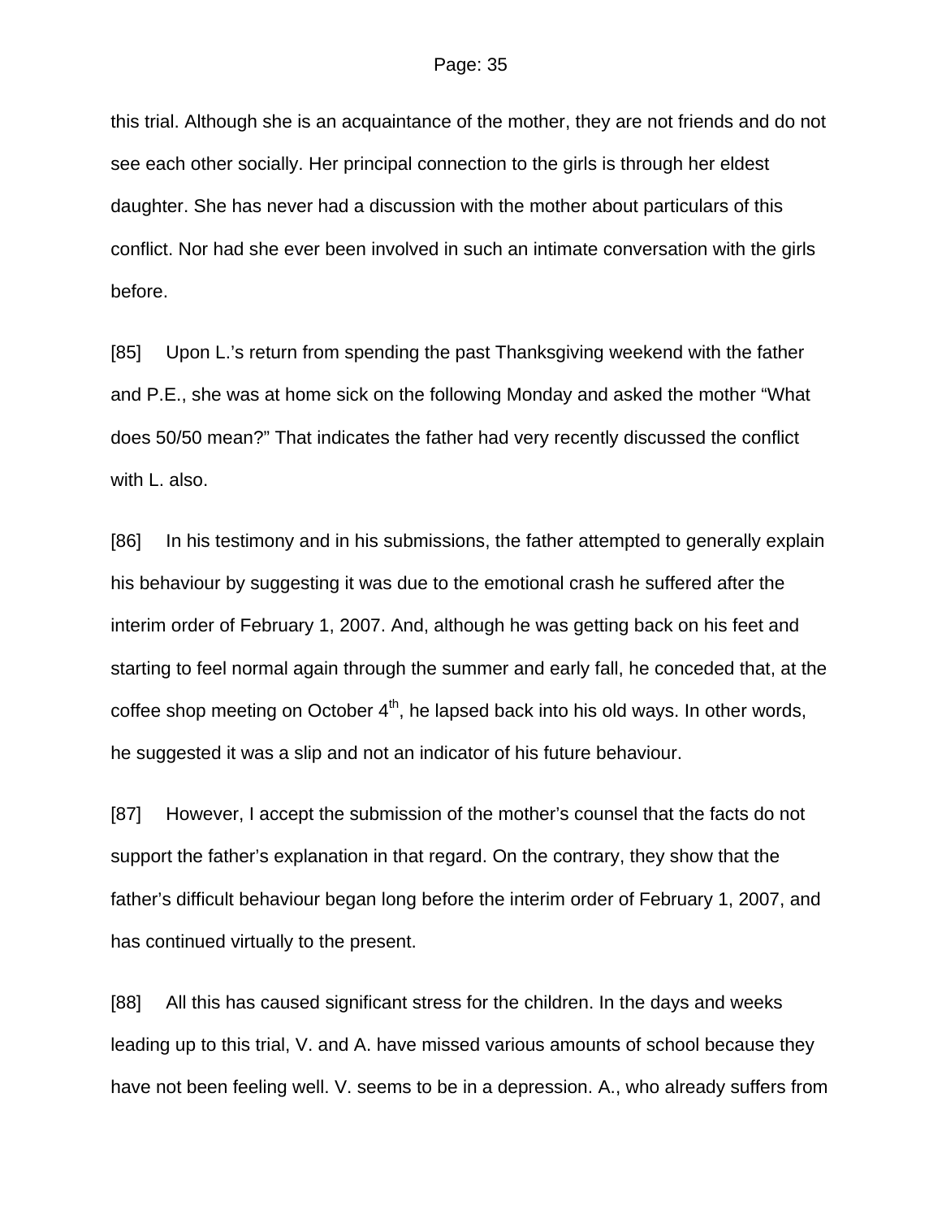this trial. Although she is an acquaintance of the mother, they are not friends and do not see each other socially. Her principal connection to the girls is through her eldest daughter. She has never had a discussion with the mother about particulars of this conflict. Nor had she ever been involved in such an intimate conversation with the girls before.

[85] Upon L.'s return from spending the past Thanksgiving weekend with the father and P.E., she was at home sick on the following Monday and asked the mother "What does 50/50 mean?" That indicates the father had very recently discussed the conflict with L. also.

[86] In his testimony and in his submissions, the father attempted to generally explain his behaviour by suggesting it was due to the emotional crash he suffered after the interim order of February 1, 2007. And, although he was getting back on his feet and starting to feel normal again through the summer and early fall, he conceded that, at the coffee shop meeting on October 4th, he lapsed back into his old ways. In other words, he suggested it was a slip and not an indicator of his future behaviour.

[87] However, I accept the submission of the mother's counsel that the facts do not support the father's explanation in that regard. On the contrary, they show that the father's difficult behaviour began long before the interim order of February 1, 2007, and has continued virtually to the present.

[88] All this has caused significant stress for the children. In the days and weeks leading up to this trial, V. and A. have missed various amounts of school because they have not been feeling well. V. seems to be in a depression. A., who already suffers from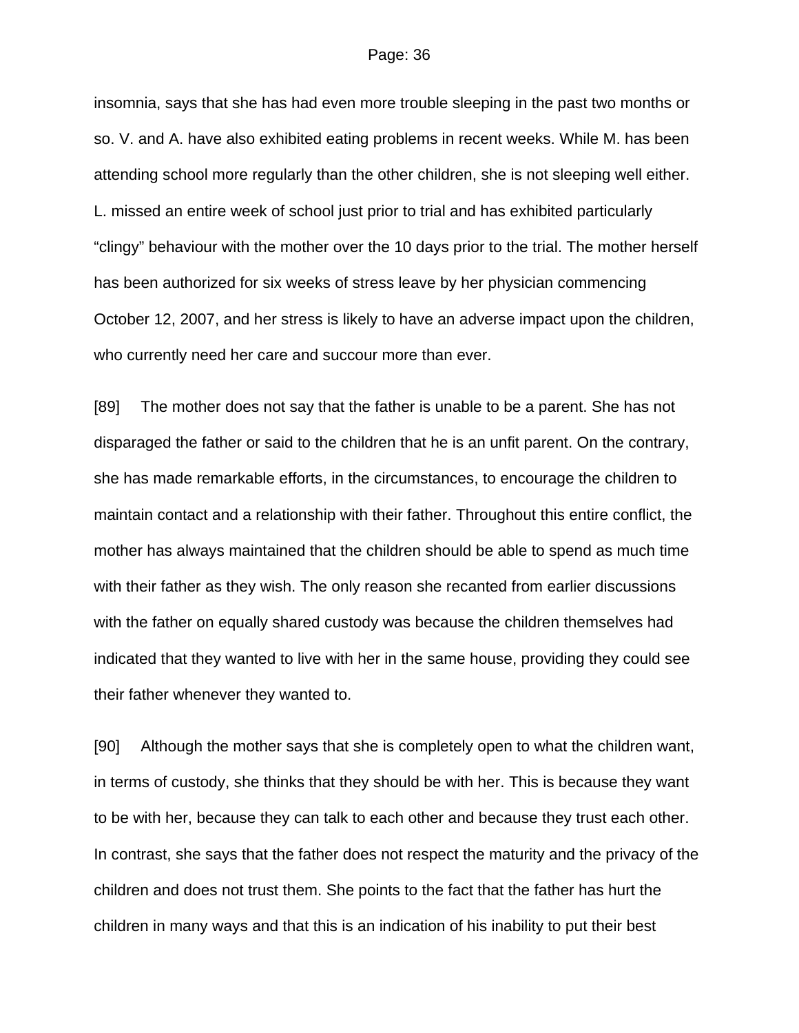insomnia, says that she has had even more trouble sleeping in the past two months or so. V. and A. have also exhibited eating problems in recent weeks. While M. has been attending school more regularly than the other children, she is not sleeping well either. L. missed an entire week of school just prior to trial and has exhibited particularly “clingy” behaviour with the mother over the 10 days prior to the trial. The mother herself has been authorized for six weeks of stress leave by her physician commencing October 12, 2007, and her stress is likely to have an adverse impact upon the children, who currently need her care and succour more than ever.

[89] The mother does not say that the father is unable to be a parent. She has not disparaged the father or said to the children that he is an unfit parent. On the contrary, she has made remarkable efforts, in the circumstances, to encourage the children to maintain contact and a relationship with their father. Throughout this entire conflict, the mother has always maintained that the children should be able to spend as much time with their father as they wish. The only reason she recanted from earlier discussions with the father on equally shared custody was because the children themselves had indicated that they wanted to live with her in the same house, providing they could see their father whenever they wanted to.

[90] Although the mother says that she is completely open to what the children want, in terms of custody, she thinks that they should be with her. This is because they want to be with her, because they can talk to each other and because they trust each other. In contrast, she says that the father does not respect the maturity and the privacy of the children and does not trust them. She points to the fact that the father has hurt the children in many ways and that this is an indication of his inability to put their best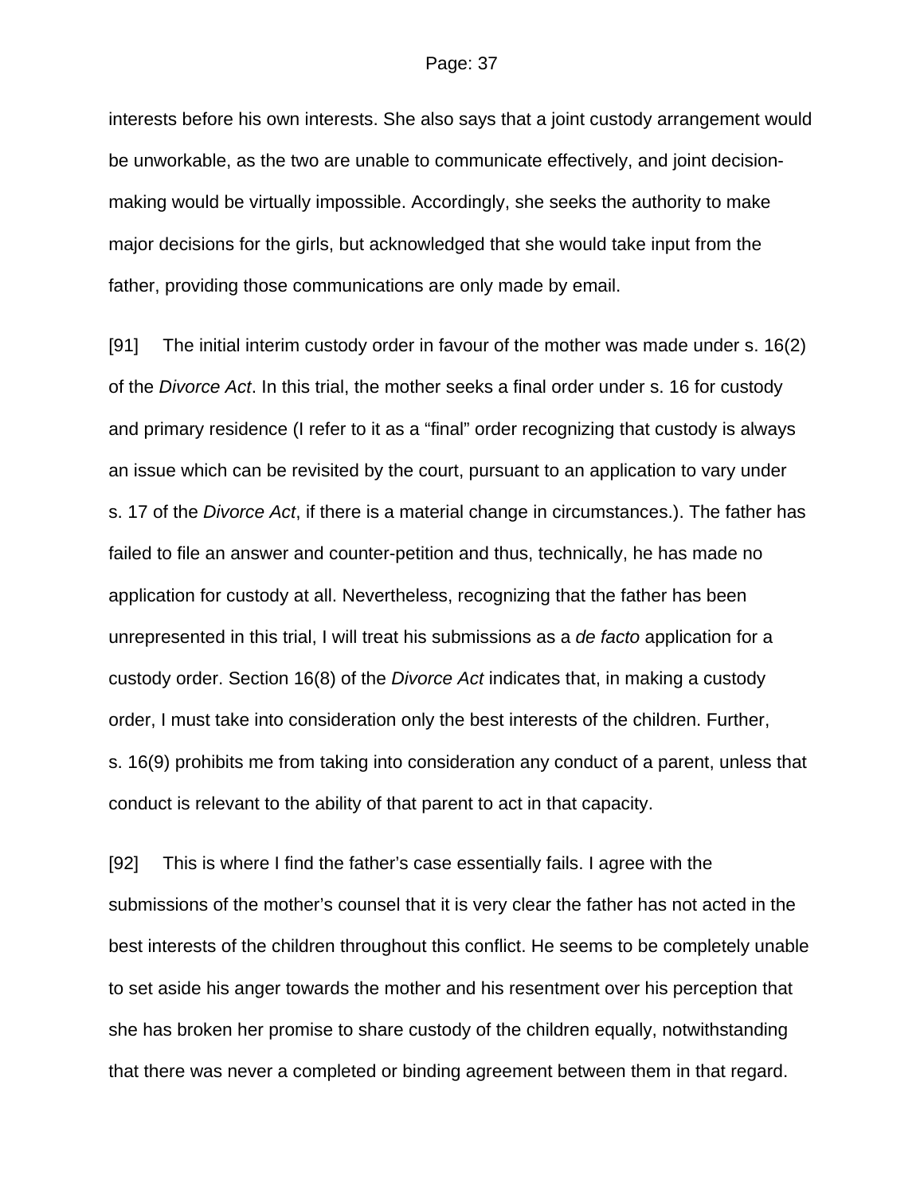interests before his own interests. She also says that a joint custody arrangement would be unworkable, as the two are unable to communicate effectively, and joint decision-making would be virtually impossible. Accordingly, she seeks the authority to make major decisions for the girls, but acknowledged that she would take input from the father, providing those communications are only made by email.

[91] The initial interim custody order in favour of the mother was made under s. 16(2) of the *Divorce Act*. In this trial, the mother seeks a final order under s. 16 for custody and primary residence (I refer to it as a "final" order recognizing that custody is always an issue which can be revisited by the court, pursuant to an application to vary under s. 17 of the *Divorce Act*, if there is a material change in circumstances.). The father has failed to file an answer and counter-petition and thus, technically, he has made no application for custody at all. Nevertheless, recognizing that the father has been unrepresented in this trial, I will treat his submissions as a *de facto* application for a custody order. Section 16(8) of the *Divorce Act* indicates that, in making a custody order, I must take into consideration only the best interests of the children. Further, s. 16(9) prohibits me from taking into consideration any conduct of a parent, unless that conduct is relevant to the ability of that parent to act in that capacity.

[92] This is where I find the father's case essentially fails. I agree with the submissions of the mother's counsel that it is very clear the father has not acted in the best interests of the children throughout this conflict. He seems to be completely unable to set aside his anger towards the mother and his resentment over his perception that she has broken her promise to share custody of the children equally, notwithstanding that there was never a completed or binding agreement between them in that regard.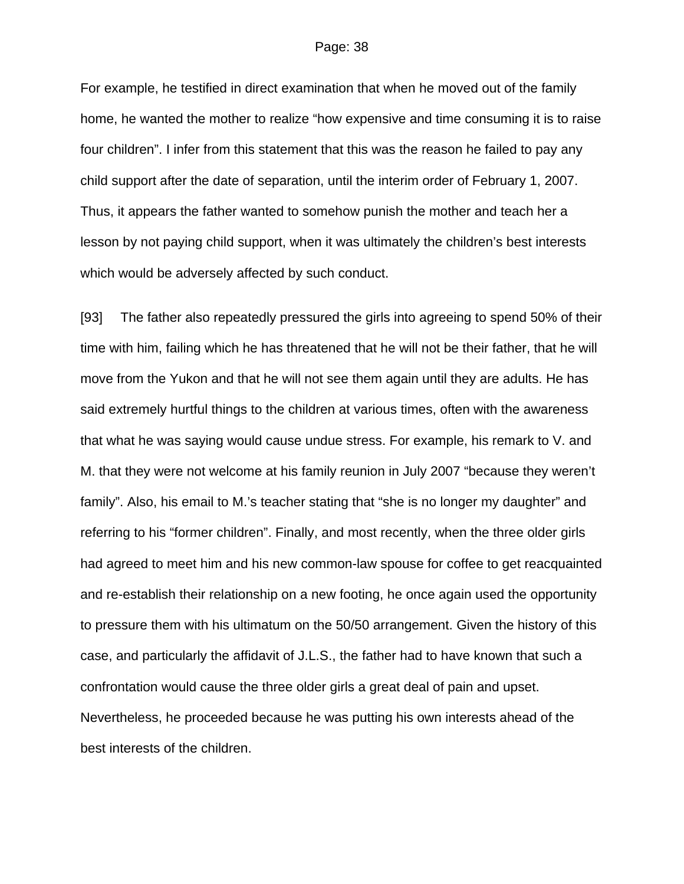For example, he testified in direct examination that when he moved out of the family home, he wanted the mother to realize "how expensive and time consuming it is to raise four children". I infer from this statement that this was the reason he failed to pay any child support after the date of separation, until the interim order of February 1, 2007. Thus, it appears the father wanted to somehow punish the mother and teach her a lesson by not paying child support, when it was ultimately the children's best interests which would be adversely affected by such conduct.

[93] The father also repeatedly pressured the girls into agreeing to spend 50% of their time with him, failing which he has threatened that he will not be their father, that he will move from the Yukon and that he will not see them again until they are adults. He has said extremely hurtful things to the children at various times, often with the awareness that what he was saying would cause undue stress. For example, his remark to V. and M. that they were not welcome at his family reunion in July 2007 "because they weren't family". Also, his email to M.'s teacher stating that "she is no longer my daughter" and referring to his "former children". Finally, and most recently, when the three older girls had agreed to meet him and his new common-law spouse for coffee to get reacquainted and re-establish their relationship on a new footing, he once again used the opportunity to pressure them with his ultimatum on the 50/50 arrangement. Given the history of this case, and particularly the affidavit of J.L.S., the father had to have known that such a confrontation would cause the three older girls a great deal of pain and upset. Nevertheless, he proceeded because he was putting his own interests ahead of the best interests of the children.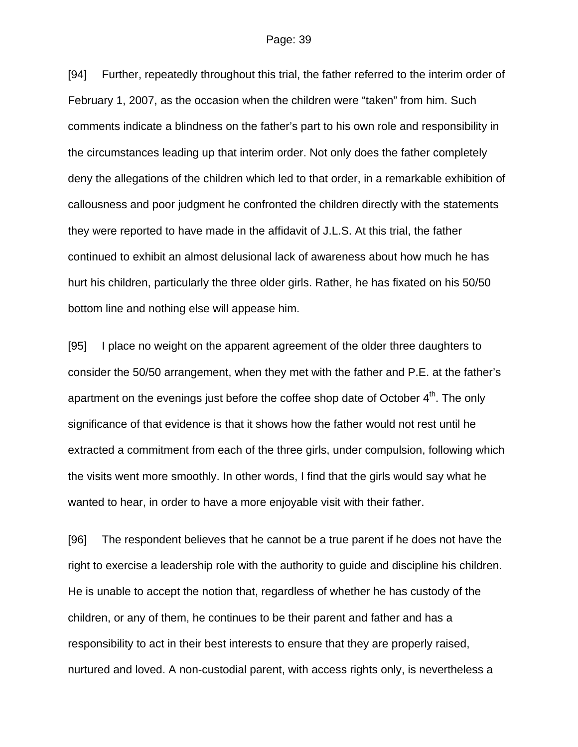[94] Further, repeatedly throughout this trial, the father referred to the interim order of February 1, 2007, as the occasion when the children were "taken" from him. Such comments indicate a blindness on the father's part to his own role and responsibility in the circumstances leading up that interim order. Not only does the father completely deny the allegations of the children which led to that order, in a remarkable exhibition of callousness and poor judgment he confronted the children directly with the statements they were reported to have made in the affidavit of J.L.S. At this trial, the father continued to exhibit an almost delusional lack of awareness about how much he has hurt his children, particularly the three older girls. Rather, he has fixated on his 50/50 bottom line and nothing else will appease him.

[95] I place no weight on the apparent agreement of the older three daughters to consider the 50/50 arrangement, when they met with the father and P.E. at the father's apartment on the evenings just before the coffee shop date of October 4th. The only significance of that evidence is that it shows how the father would not rest until he extracted a commitment from each of the three girls, under compulsion, following which the visits went more smoothly. In other words, I find that the girls would say what he wanted to hear, in order to have a more enjoyable visit with their father.

[96] The respondent believes that he cannot be a true parent if he does not have the right to exercise a leadership role with the authority to guide and discipline his children. He is unable to accept the notion that, regardless of whether he has custody of the children, or any of them, he continues to be their parent and father and has a responsibility to act in their best interests to ensure that they are properly raised, nurtured and loved. A non-custodial parent, with access rights only, is nevertheless a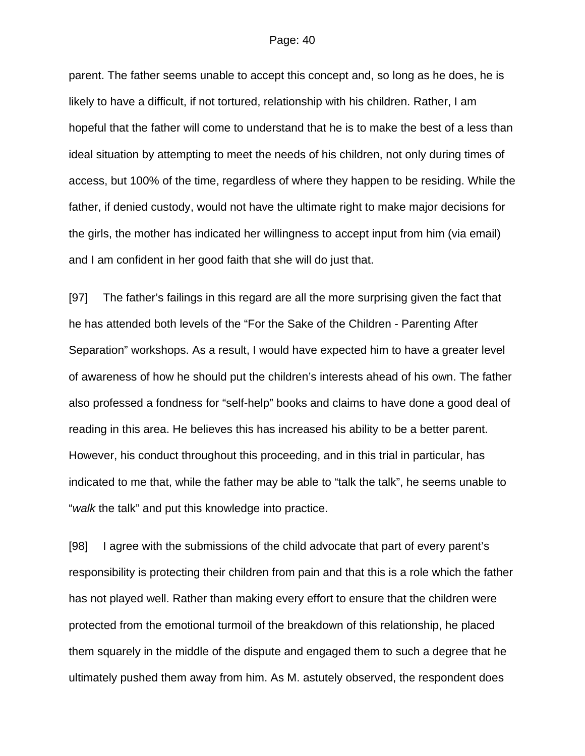parent. The father seems unable to accept this concept and, so long as he does, he is likely to have a difficult, if not tortured, relationship with his children. Rather, I am hopeful that the father will come to understand that he is to make the best of a less than ideal situation by attempting to meet the needs of his children, not only during times of access, but 100% of the time, regardless of where they happen to be residing. While the father, if denied custody, would not have the ultimate right to make major decisions for the girls, the mother has indicated her willingness to accept input from him (via email) and I am confident in her good faith that she will do just that.

[97] The father's failings in this regard are all the more surprising given the fact that he has attended both levels of the "For the Sake of the Children - Parenting After Separation" workshops. As a result, I would have expected him to have a greater level of awareness of how he should put the children's interests ahead of his own. The father also professed a fondness for "self-help" books and claims to have done a good deal of reading in this area. He believes this has increased his ability to be a better parent. However, his conduct throughout this proceeding, and in this trial in particular, has indicated to me that, while the father may be able to "talk the talk", he seems unable to "*walk* the talk" and put this knowledge into practice.

[98] I agree with the submissions of the child advocate that part of every parent's responsibility is protecting their children from pain and that this is a role which the father has not played well. Rather than making every effort to ensure that the children were protected from the emotional turmoil of the breakdown of this relationship, he placed them squarely in the middle of the dispute and engaged them to such a degree that he ultimately pushed them away from him. As M. astutely observed, the respondent does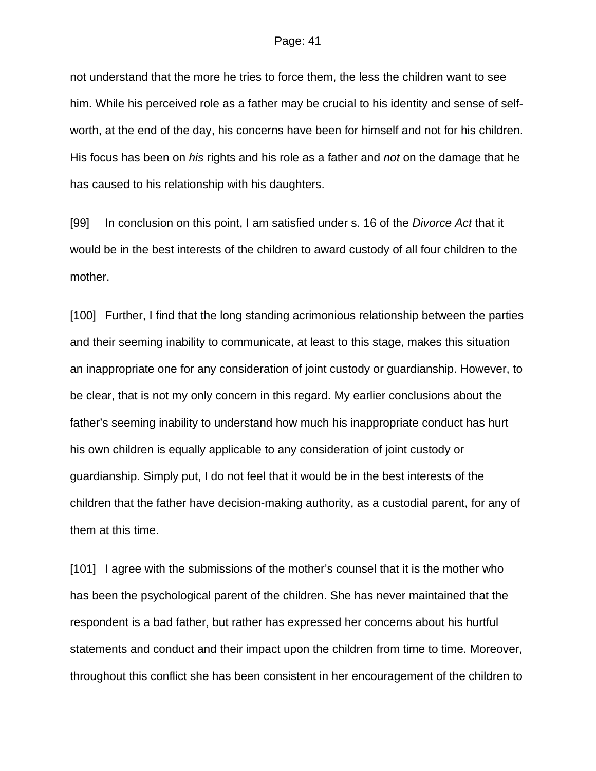not understand that the more he tries to force them, the less the children want to see him. While his perceived role as a father may be crucial to his identity and sense of self-worth, at the end of the day, his concerns have been for himself and not for his children. His focus has been on *his* rights and his role as a father and *not* on the damage that he has caused to his relationship with his daughters.

[99] In conclusion on this point, I am satisfied under s. 16 of the *Divorce Act* that it would be in the best interests of the children to award custody of all four children to the mother.

[100] Further, I find that the long standing acrimonious relationship between the parties and their seeming inability to communicate, at least to this stage, makes this situation an inappropriate one for any consideration of joint custody or guardianship. However, to be clear, that is not my only concern in this regard. My earlier conclusions about the father's seeming inability to understand how much his inappropriate conduct has hurt his own children is equally applicable to any consideration of joint custody or guardianship. Simply put, I do not feel that it would be in the best interests of the children that the father have decision-making authority, as a custodial parent, for any of them at this time.

[101] I agree with the submissions of the mother's counsel that it is the mother who has been the psychological parent of the children. She has never maintained that the respondent is a bad father, but rather has expressed her concerns about his hurtful statements and conduct and their impact upon the children from time to time. Moreover, throughout this conflict she has been consistent in her encouragement of the children to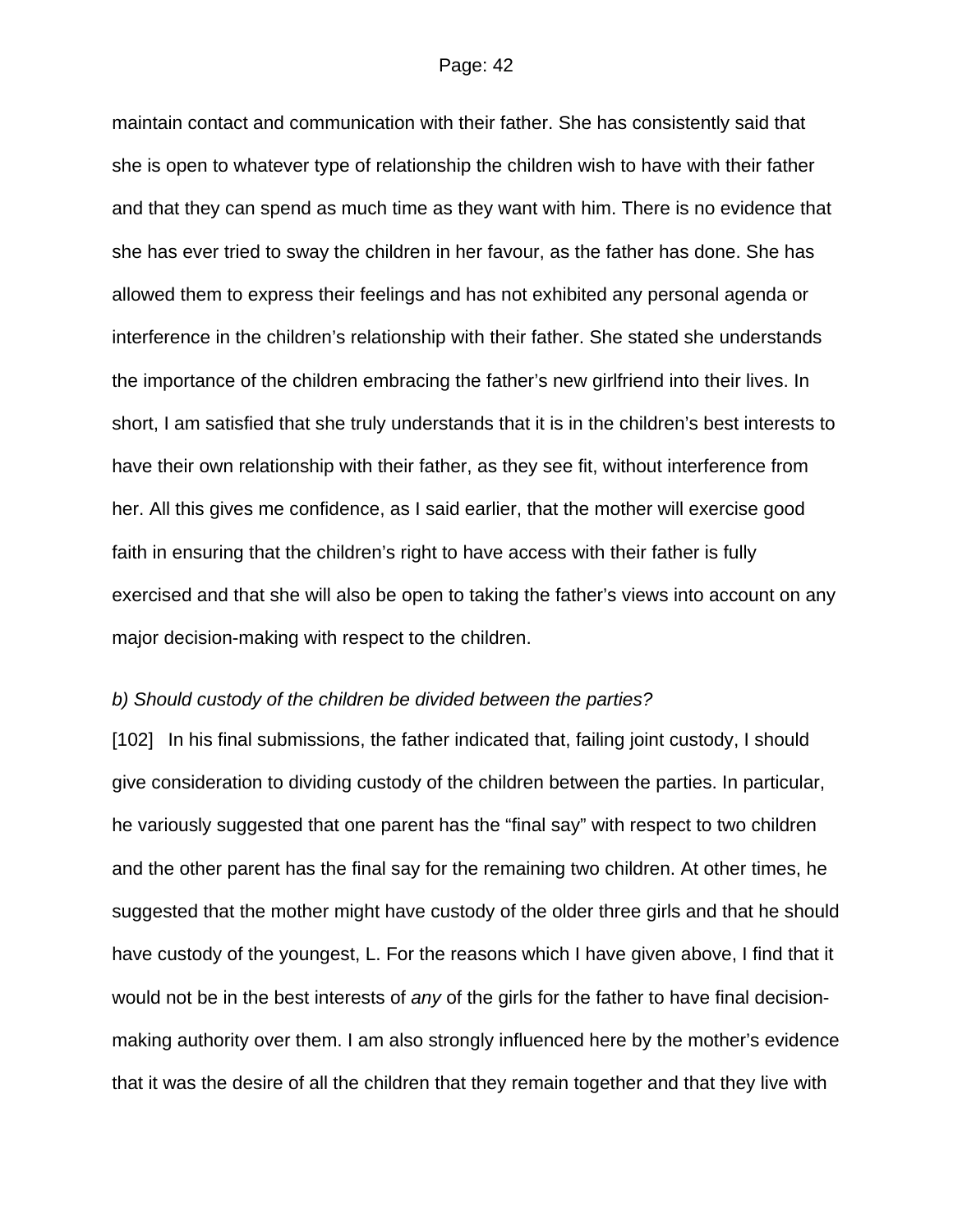maintain contact and communication with their father. She has consistently said that she is open to whatever type of relationship the children wish to have with their father and that they can spend as much time as they want with him. There is no evidence that she has ever tried to sway the children in her favour, as the father has done. She has allowed them to express their feelings and has not exhibited any personal agenda or interference in the children's relationship with their father. She stated she understands the importance of the children embracing the father's new girlfriend into their lives. In short, I am satisfied that she truly understands that it is in the children's best interests to have their own relationship with their father, as they see fit, without interference from her. All this gives me confidence, as I said earlier, that the mother will exercise good faith in ensuring that the children's right to have access with their father is fully exercised and that she will also be open to taking the father's views into account on any major decision-making with respect to the children.

*b) Should custody of the children be divided between the parties?*

[102] In his final submissions, the father indicated that, failing joint custody, I should give consideration to dividing custody of the children between the parties. In particular, he variously suggested that one parent has the "final say" with respect to two children and the other parent has the final say for the remaining two children. At other times, he suggested that the mother might have custody of the older three girls and that he should have custody of the youngest, L. For the reasons which I have given above, I find that it would not be in the best interests of *any* of the girls for the father to have final decision-making authority over them. I am also strongly influenced here by the mother's evidence that it was the desire of all the children that they remain together and that they live with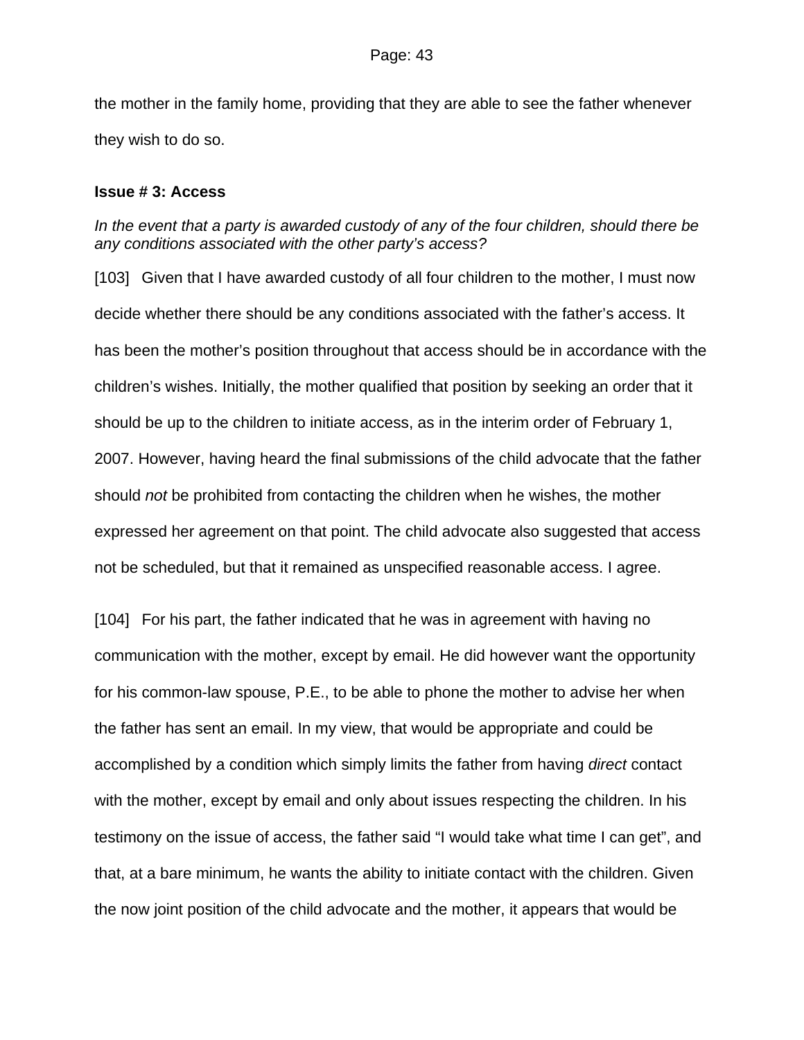the mother in the family home, providing that they are able to see the father whenever they wish to do so.

**Issue # 3: Access**

*In the event that a party is awarded custody of any of the four children, should there be any conditions associated with the other party's access?*

[103] Given that I have awarded custody of all four children to the mother, I must now decide whether there should be any conditions associated with the father's access. It has been the mother's position throughout that access should be in accordance with the children's wishes. Initially, the mother qualified that position by seeking an order that it should be up to the children to initiate access, as in the interim order of February 1, 2007. However, having heard the final submissions of the child advocate that the father should *not* be prohibited from contacting the children when he wishes, the mother expressed her agreement on that point. The child advocate also suggested that access not be scheduled, but that it remained as unspecified reasonable access. I agree.

[104] For his part, the father indicated that he was in agreement with having no communication with the mother, except by email. He did however want the opportunity for his common-law spouse, P.E., to be able to phone the mother to advise her when the father has sent an email. In my view, that would be appropriate and could be accomplished by a condition which simply limits the father from having *direct* contact with the mother, except by email and only about issues respecting the children. In his testimony on the issue of access, the father said "I would take what time I can get", and that, at a bare minimum, he wants the ability to initiate contact with the children. Given the now joint position of the child advocate and the mother, it appears that would be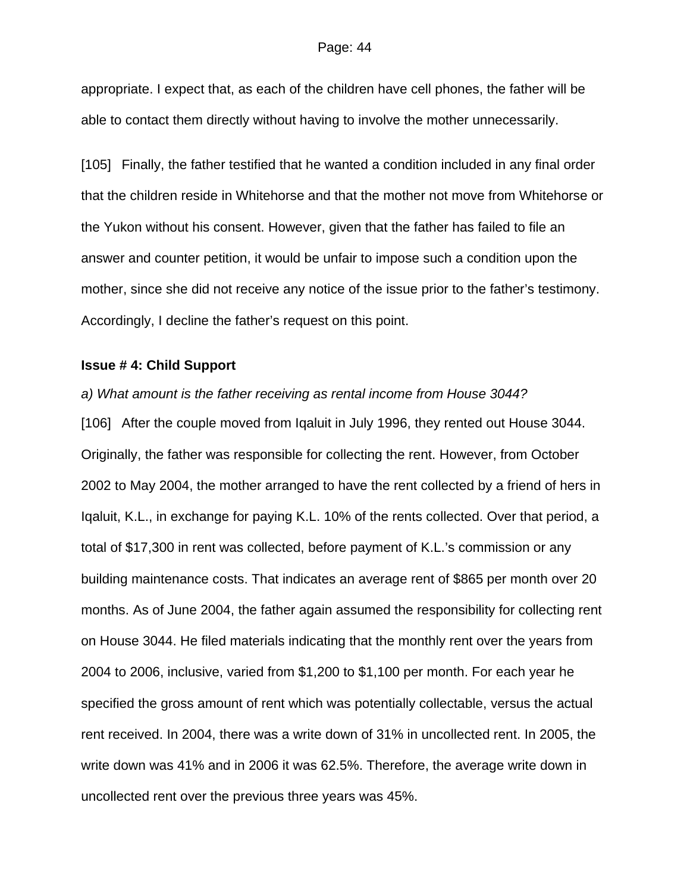appropriate. I expect that, as each of the children have cell phones, the father will be able to contact them directly without having to involve the mother unnecessarily.

[105] Finally, the father testified that he wanted a condition included in any final order that the children reside in Whitehorse and that the mother not move from Whitehorse or the Yukon without his consent. However, given that the father has failed to file an answer and counter petition, it would be unfair to impose such a condition upon the mother, since she did not receive any notice of the issue prior to the father's testimony. Accordingly, I decline the father's request on this point.

**Issue # 4: Child Support**

*a) What amount is the father receiving as rental income from House 3044?*

[106] After the couple moved from Iqaluit in July 1996, they rented out House 3044. Originally, the father was responsible for collecting the rent. However, from October 2002 to May 2004, the mother arranged to have the rent collected by a friend of hers in Iqaluit, K.L., in exchange for paying K.L. 10% of the rents collected. Over that period, a total of $17,300 in rent was collected, before payment of K.L.'s commission or any building maintenance costs. That indicates an average rent of $865 per month over 20 months. As of June 2004, the father again assumed the responsibility for collecting rent on House 3044. He filed materials indicating that the monthly rent over the years from 2004 to 2006, inclusive, varied from $1,200 to $1,100 per month. For each year he specified the gross amount of rent which was potentially collectable, versus the actual rent received. In 2004, there was a write down of 31% in uncollected rent. In 2005, the write down was 41% and in 2006 it was 62.5%. Therefore, the average write down in uncollected rent over the previous three years was 45%.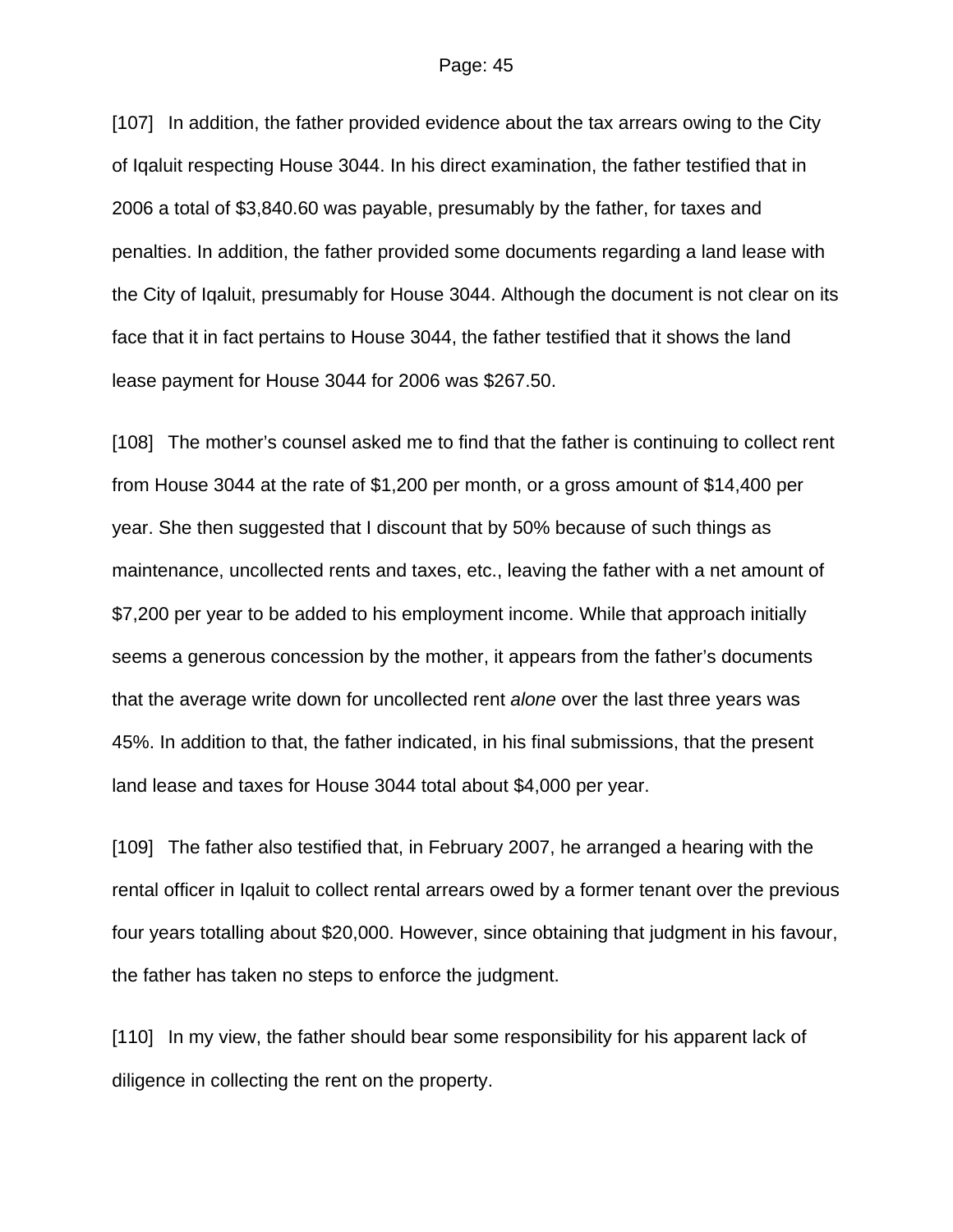[107] In addition, the father provided evidence about the tax arrears owing to the City of Iqaluit respecting House 3044. In his direct examination, the father testified that in 2006 a total of $3,840.60 was payable, presumably by the father, for taxes and penalties. In addition, the father provided some documents regarding a land lease with the City of Iqaluit, presumably for House 3044. Although the document is not clear on its face that it in fact pertains to House 3044, the father testified that it shows the land lease payment for House 3044 for 2006 was $267.50.

[108] The mother's counsel asked me to find that the father is continuing to collect rent from House 3044 at the rate of $1,200 per month, or a gross amount of $14,400 per year. She then suggested that I discount that by 50% because of such things as maintenance, uncollected rents and taxes, etc., leaving the father with a net amount of $7,200 per year to be added to his employment income. While that approach initially seems a generous concession by the mother, it appears from the father's documents that the average write down for uncollected rent *alone* over the last three years was 45%. In addition to that, the father indicated, in his final submissions, that the present land lease and taxes for House 3044 total about $4,000 per year.

[109] The father also testified that, in February 2007, he arranged a hearing with the rental officer in Iqaluit to collect rental arrears owed by a former tenant over the previous four years totalling about $20,000. However, since obtaining that judgment in his favour, the father has taken no steps to enforce the judgment.

[110] In my view, the father should bear some responsibility for his apparent lack of diligence in collecting the rent on the property.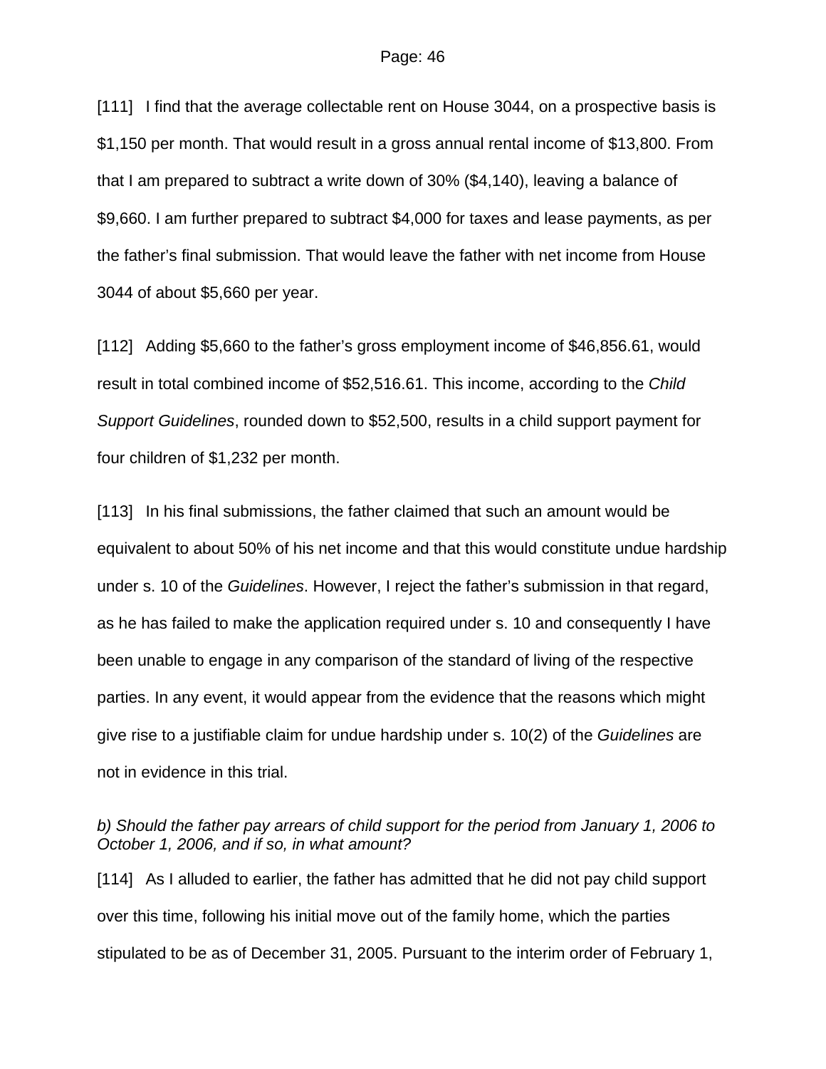[111] I find that the average collectable rent on House 3044, on a prospective basis is $1,150 per month. That would result in a gross annual rental income of $13,800. From that I am prepared to subtract a write down of 30% ($4,140), leaving a balance of $9,660. I am further prepared to subtract $4,000 for taxes and lease payments, as per the father's final submission. That would leave the father with net income from House 3044 of about $5,660 per year.

[112] Adding $5,660 to the father's gross employment income of $46,856.61, would result in total combined income of $52,516.61. This income, according to the *Child Support Guidelines*, rounded down to $52,500, results in a child support payment for four children of $1,232 per month.

[113] In his final submissions, the father claimed that such an amount would be equivalent to about 50% of his net income and that this would constitute undue hardship under s. 10 of the *Guidelines*. However, I reject the father's submission in that regard, as he has failed to make the application required under s. 10 and consequently I have been unable to engage in any comparison of the standard of living of the respective parties. In any event, it would appear from the evidence that the reasons which might give rise to a justifiable claim for undue hardship under s. 10(2) of the *Guidelines* are not in evidence in this trial.

*b) Should the father pay arrears of child support for the period from January 1, 2006 to October 1, 2006, and if so, in what amount?*

[114] As I alluded to earlier, the father has admitted that he did not pay child support over this time, following his initial move out of the family home, which the parties stipulated to be as of December 31, 2005. Pursuant to the interim order of February 1,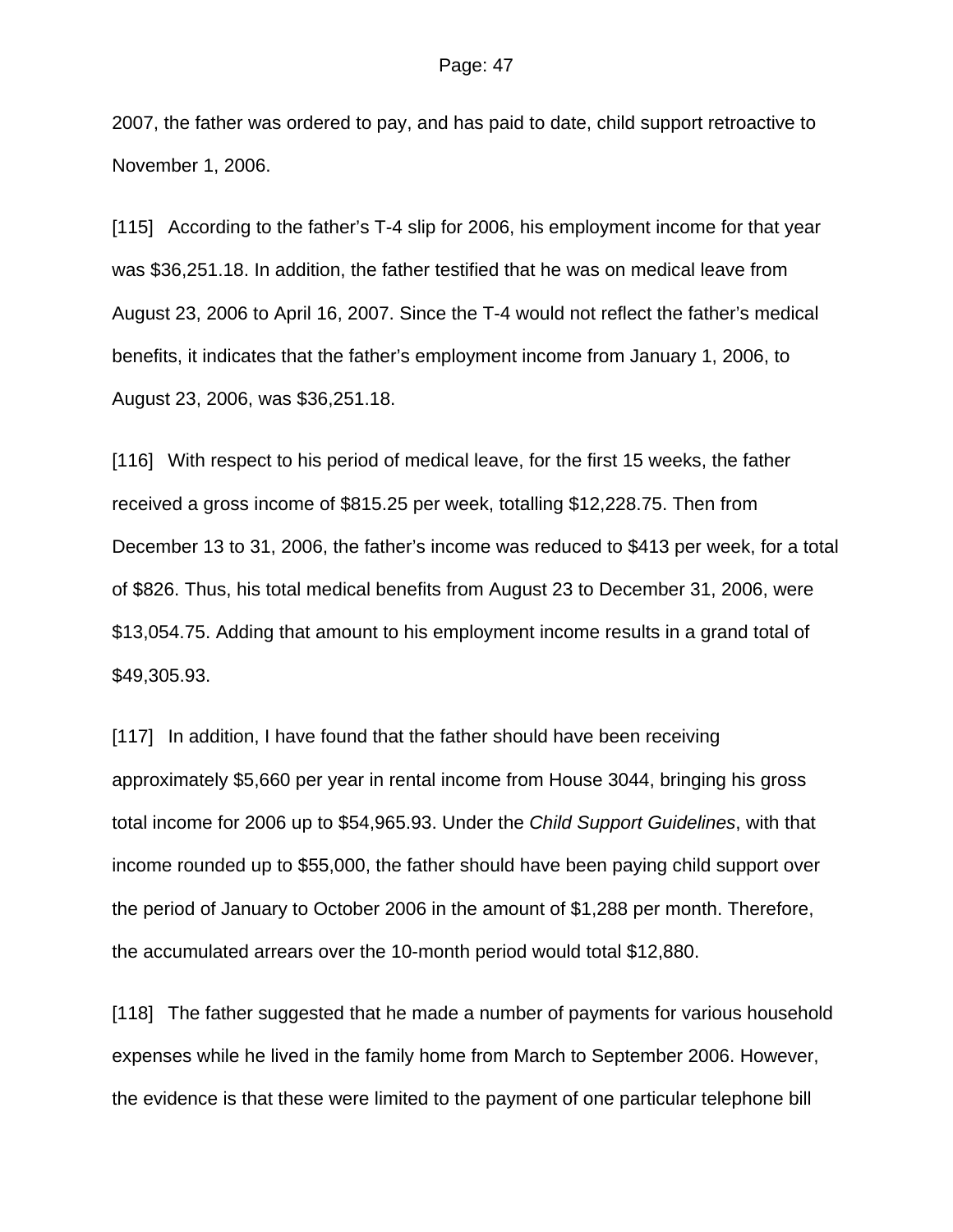2007, the father was ordered to pay, and has paid to date, child support retroactive to November 1, 2006.

[115] According to the father's T-4 slip for 2006, his employment income for that year was $36,251.18. In addition, the father testified that he was on medical leave from August 23, 2006 to April 16, 2007. Since the T-4 would not reflect the father's medical benefits, it indicates that the father's employment income from January 1, 2006, to August 23, 2006, was $36,251.18.

[116] With respect to his period of medical leave, for the first 15 weeks, the father received a gross income of $815.25 per week, totalling $12,228.75. Then from December 13 to 31, 2006, the father's income was reduced to $413 per week, for a total of $826. Thus, his total medical benefits from August 23 to December 31, 2006, were $13,054.75. Adding that amount to his employment income results in a grand total of $49,305.93.

[117] In addition, I have found that the father should have been receiving approximately $5,660 per year in rental income from House 3044, bringing his gross total income for 2006 up to $54,965.93. Under the *Child Support Guidelines*, with that income rounded up to $55,000, the father should have been paying child support over the period of January to October 2006 in the amount of $1,288 per month. Therefore, the accumulated arrears over the 10-month period would total $12,880.

[118] The father suggested that he made a number of payments for various household expenses while he lived in the family home from March to September 2006. However, the evidence is that these were limited to the payment of one particular telephone bill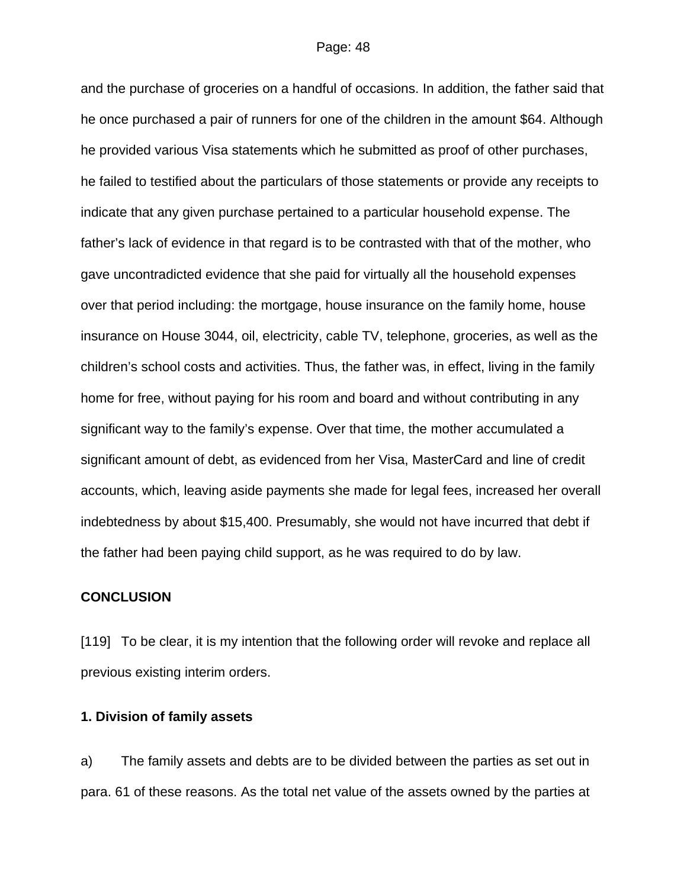and the purchase of groceries on a handful of occasions. In addition, the father said that he once purchased a pair of runners for one of the children in the amount $64. Although he provided various Visa statements which he submitted as proof of other purchases, he failed to testified about the particulars of those statements or provide any receipts to indicate that any given purchase pertained to a particular household expense. The father's lack of evidence in that regard is to be contrasted with that of the mother, who gave uncontradicted evidence that she paid for virtually all the household expenses over that period including: the mortgage, house insurance on the family home, house insurance on House 3044, oil, electricity, cable TV, telephone, groceries, as well as the children's school costs and activities. Thus, the father was, in effect, living in the family home for free, without paying for his room and board and without contributing in any significant way to the family's expense. Over that time, the mother accumulated a significant amount of debt, as evidenced from her Visa, MasterCard and line of credit accounts, which, leaving aside payments she made for legal fees, increased her overall indebtedness by about $15,400. Presumably, she would not have incurred that debt if the father had been paying child support, as he was required to do by law.

**CONCLUSION**

[119] To be clear, it is my intention that the following order will revoke and replace all previous existing interim orders.

**1. Division of family assets**

a) The family assets and debts are to be divided between the parties as set out in para. 61 of these reasons. As the total net value of the assets owned by the parties at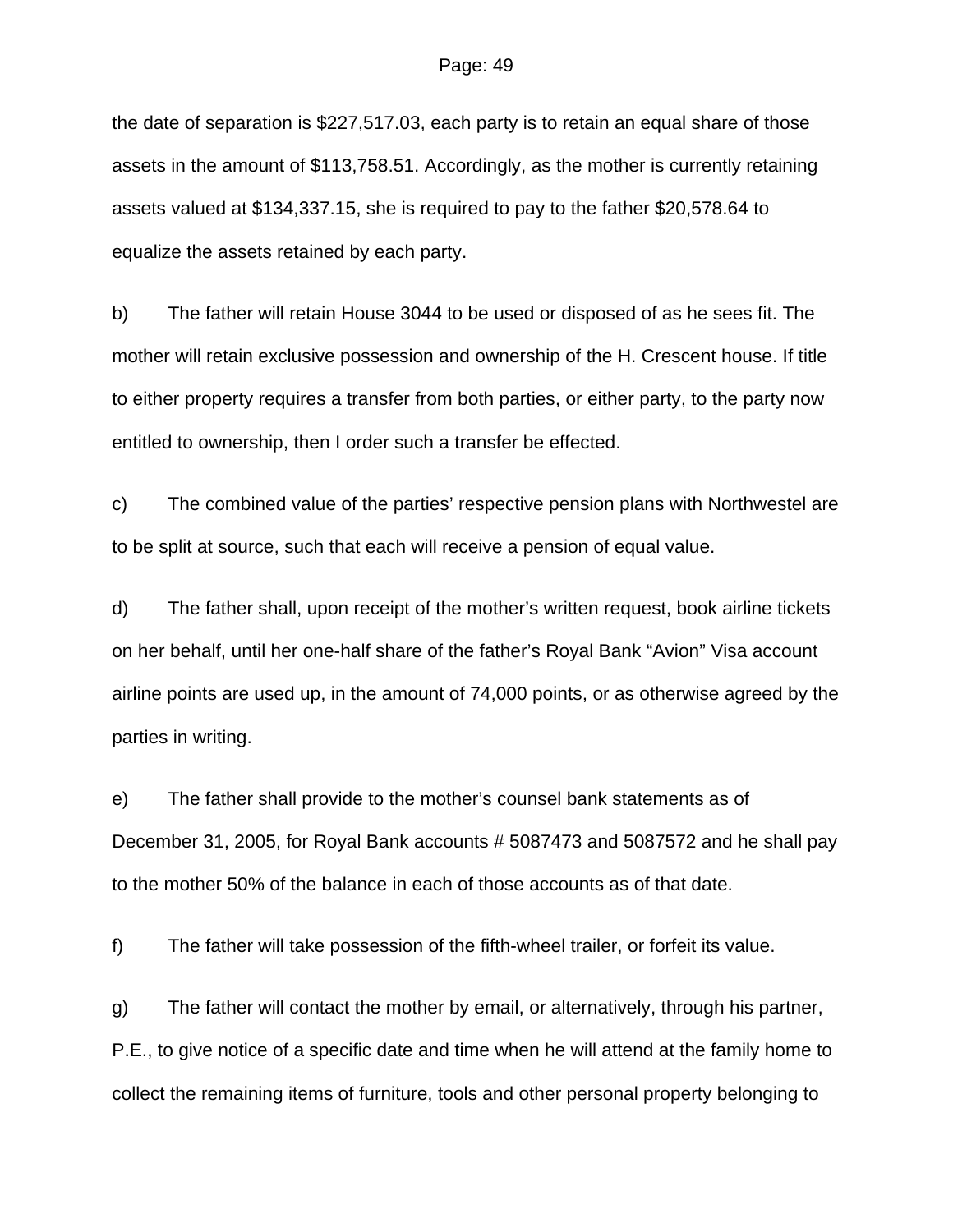the date of separation is $227,517.03, each party is to retain an equal share of those assets in the amount of $113,758.51. Accordingly, as the mother is currently retaining assets valued at $134,337.15, she is required to pay to the father $20,578.64 to equalize the assets retained by each party.

b) The father will retain House 3044 to be used or disposed of as he sees fit. The mother will retain exclusive possession and ownership of the H. Crescent house. If title to either property requires a transfer from both parties, or either party, to the party now entitled to ownership, then I order such a transfer be effected.

c) The combined value of the parties' respective pension plans with Northwestel are to be split at source, such that each will receive a pension of equal value.

d) The father shall, upon receipt of the mother's written request, book airline tickets on her behalf, until her one-half share of the father's Royal Bank "Avion" Visa account airline points are used up, in the amount of 74,000 points, or as otherwise agreed by the parties in writing.

e) The father shall provide to the mother's counsel bank statements as of December 31, 2005, for Royal Bank accounts # 5087473 and 5087572 and he shall pay to the mother 50% of the balance in each of those accounts as of that date.

f) The father will take possession of the fifth-wheel trailer, or forfeit its value.

g) The father will contact the mother by email, or alternatively, through his partner, P.E., to give notice of a specific date and time when he will attend at the family home to collect the remaining items of furniture, tools and other personal property belonging to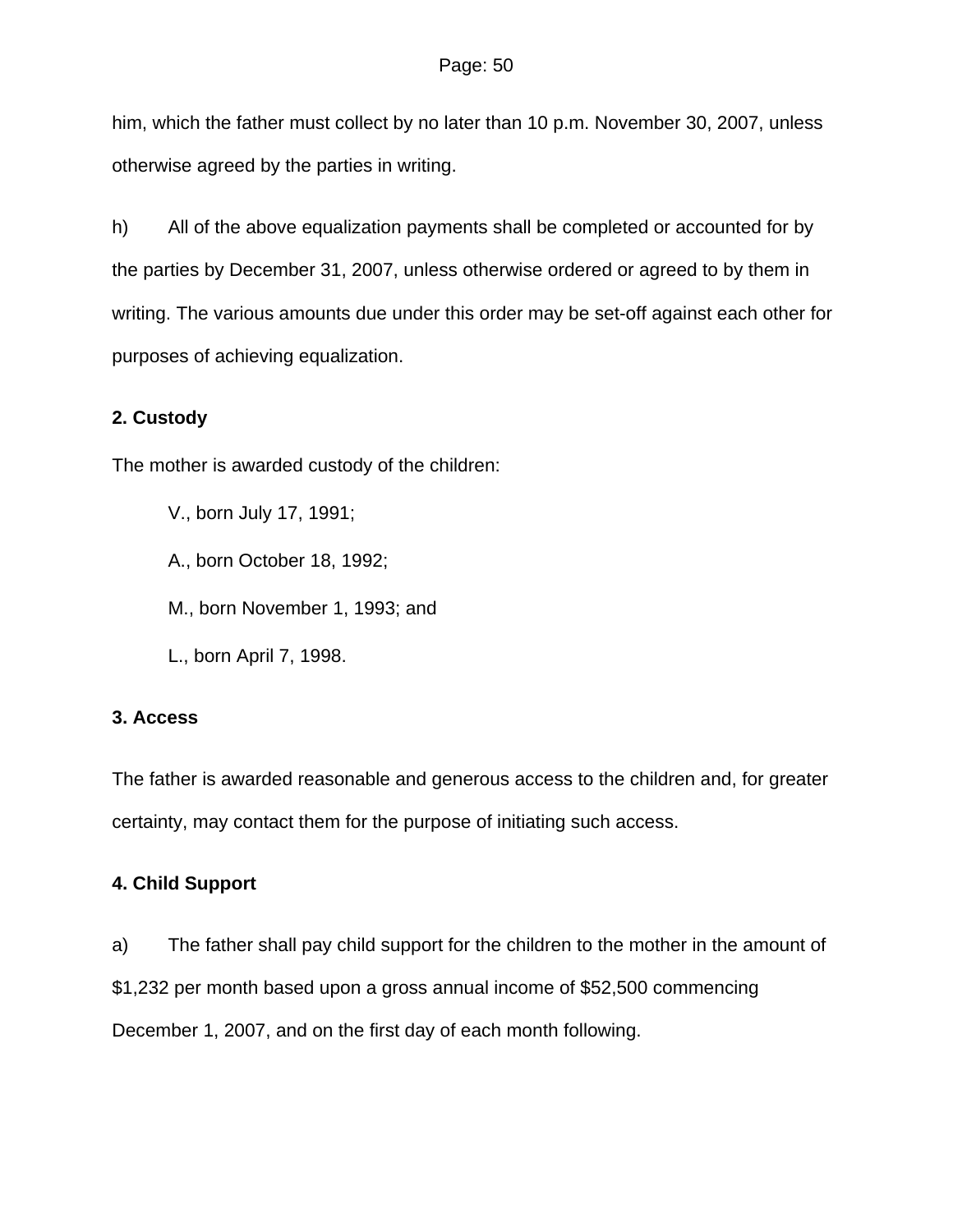him, which the father must collect by no later than 10 p.m. November 30, 2007, unless otherwise agreed by the parties in writing.

h) All of the above equalization payments shall be completed or accounted for by the parties by December 31, 2007, unless otherwise ordered or agreed to by them in writing. The various amounts due under this order may be set-off against each other for purposes of achieving equalization.

**2. Custody**

The mother is awarded custody of the children:

V., born July 17, 1991;

A., born October 18, 1992;

M., born November 1, 1993; and

L., born April 7, 1998.

**3. Access**

The father is awarded reasonable and generous access to the children and, for greater certainty, may contact them for the purpose of initiating such access.

**4. Child Support**

a) The father shall pay child support for the children to the mother in the amount of $1,232 per month based upon a gross annual income of $52,500 commencing December 1, 2007, and on the first day of each month following.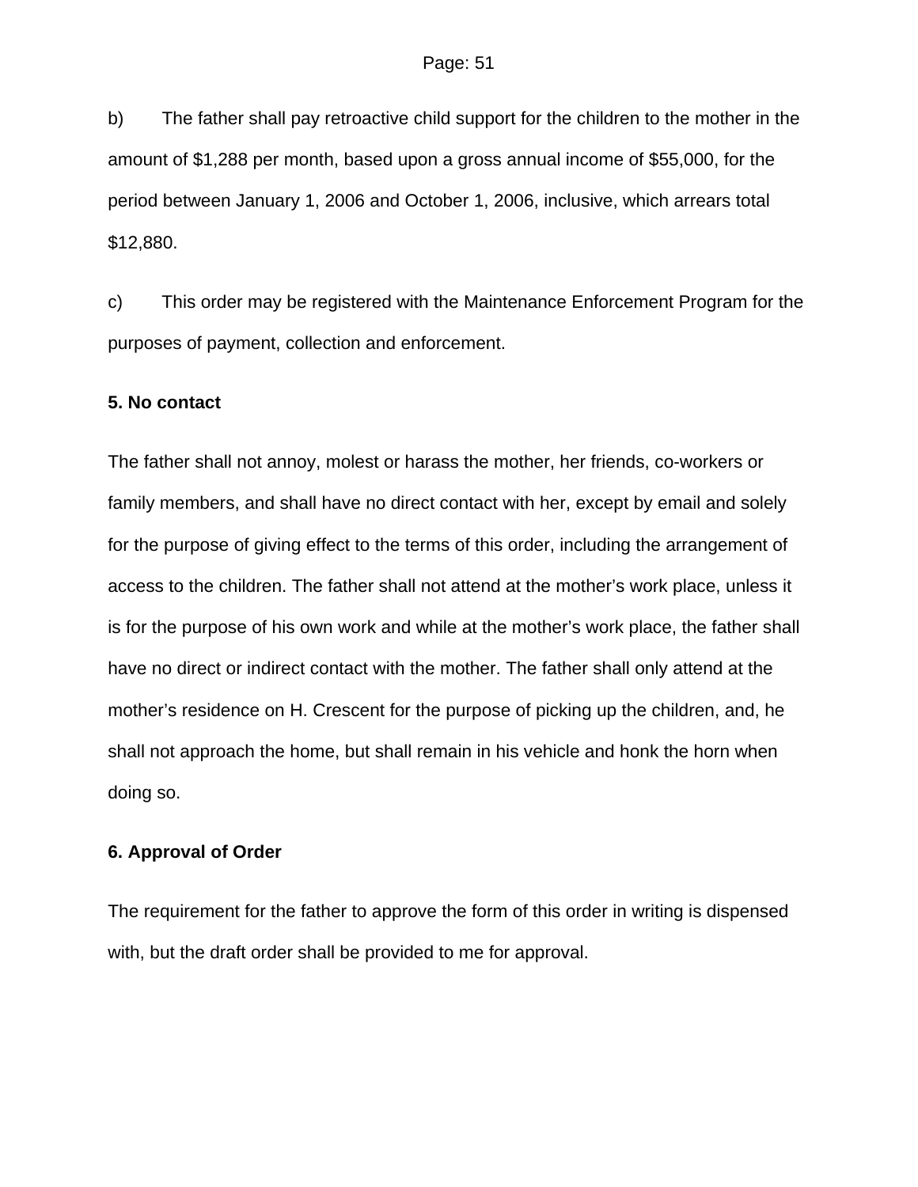b) The father shall pay retroactive child support for the children to the mother in the amount of $1,288 per month, based upon a gross annual income of $55,000, for the period between January 1, 2006 and October 1, 2006, inclusive, which arrears total $12,880.

c) This order may be registered with the Maintenance Enforcement Program for the purposes of payment, collection and enforcement.

**5. No contact**

The father shall not annoy, molest or harass the mother, her friends, co-workers or family members, and shall have no direct contact with her, except by email and solely for the purpose of giving effect to the terms of this order, including the arrangement of access to the children. The father shall not attend at the mother's work place, unless it is for the purpose of his own work and while at the mother's work place, the father shall have no direct or indirect contact with the mother. The father shall only attend at the mother's residence on H. Crescent for the purpose of picking up the children, and, he shall not approach the home, but shall remain in his vehicle and honk the horn when doing so.

**6. Approval of Order**

The requirement for the father to approve the form of this order in writing is dispensed with, but the draft order shall be provided to me for approval.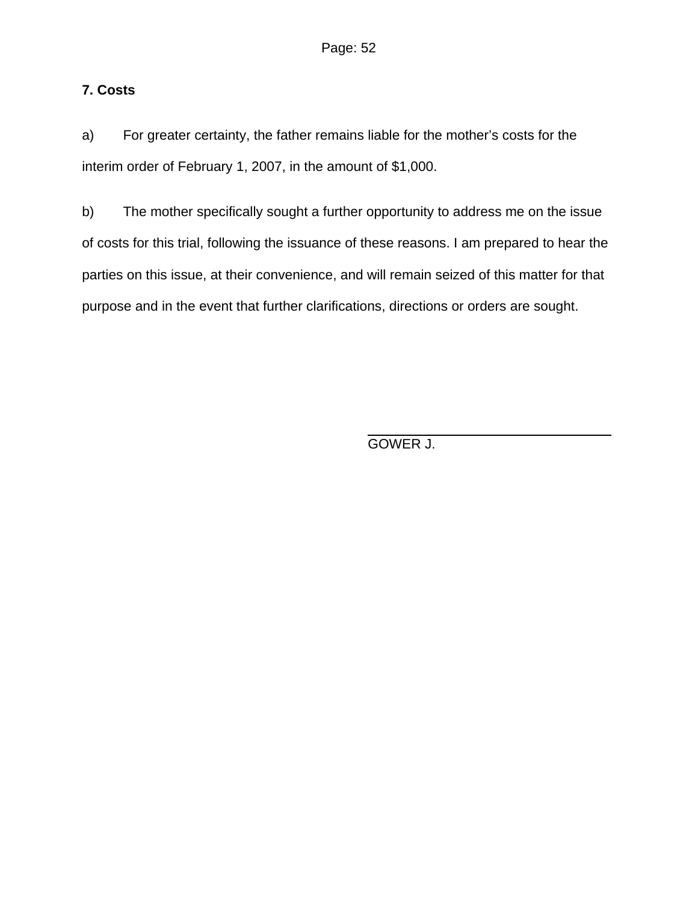**7. Costs**

a) For greater certainty, the father remains liable for the mother's costs for the interim order of February 1, 2007, in the amount of $1,000.

b) The mother specifically sought a further opportunity to address me on the issue of costs for this trial, following the issuance of these reasons. I am prepared to hear the parties on this issue, at their convenience, and will remain seized of this matter for that purpose and in the event that further clarifications, directions or orders are sought.

GOWER J.